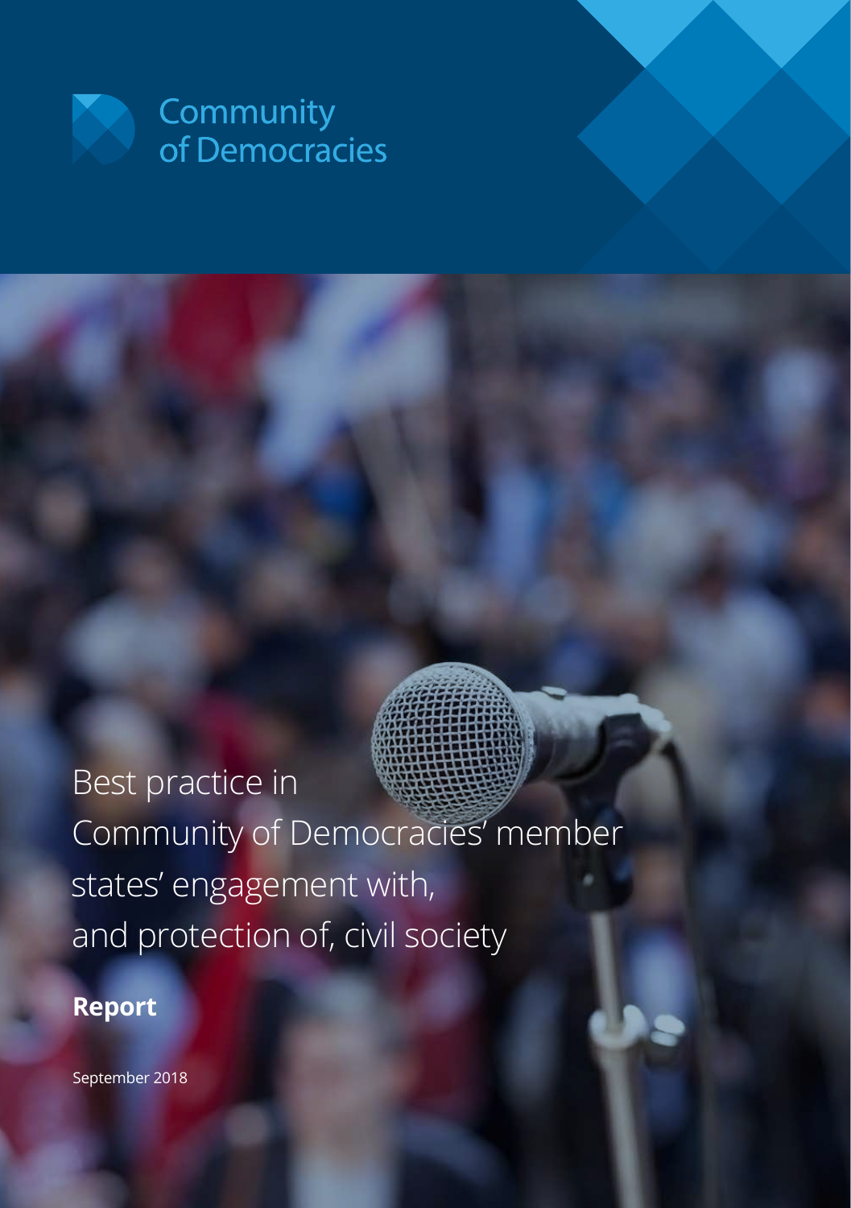Community of Democracies

# Best practice in Community of Democracies' member states' engagement with, and protection of, civil society

**Report**

September 2018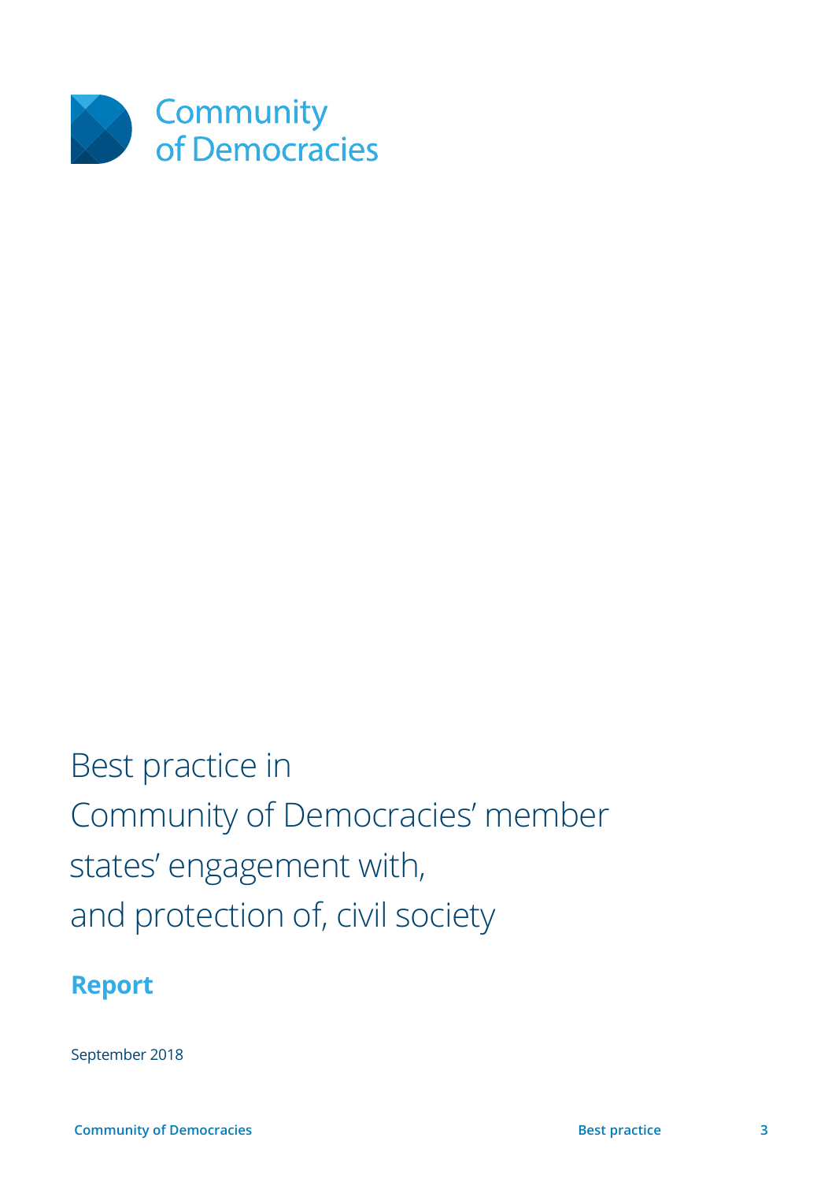Community of Democracies

# Best practice in Community of Democracies' member states' engagement with, and protection of, civil society

## Report

September 2018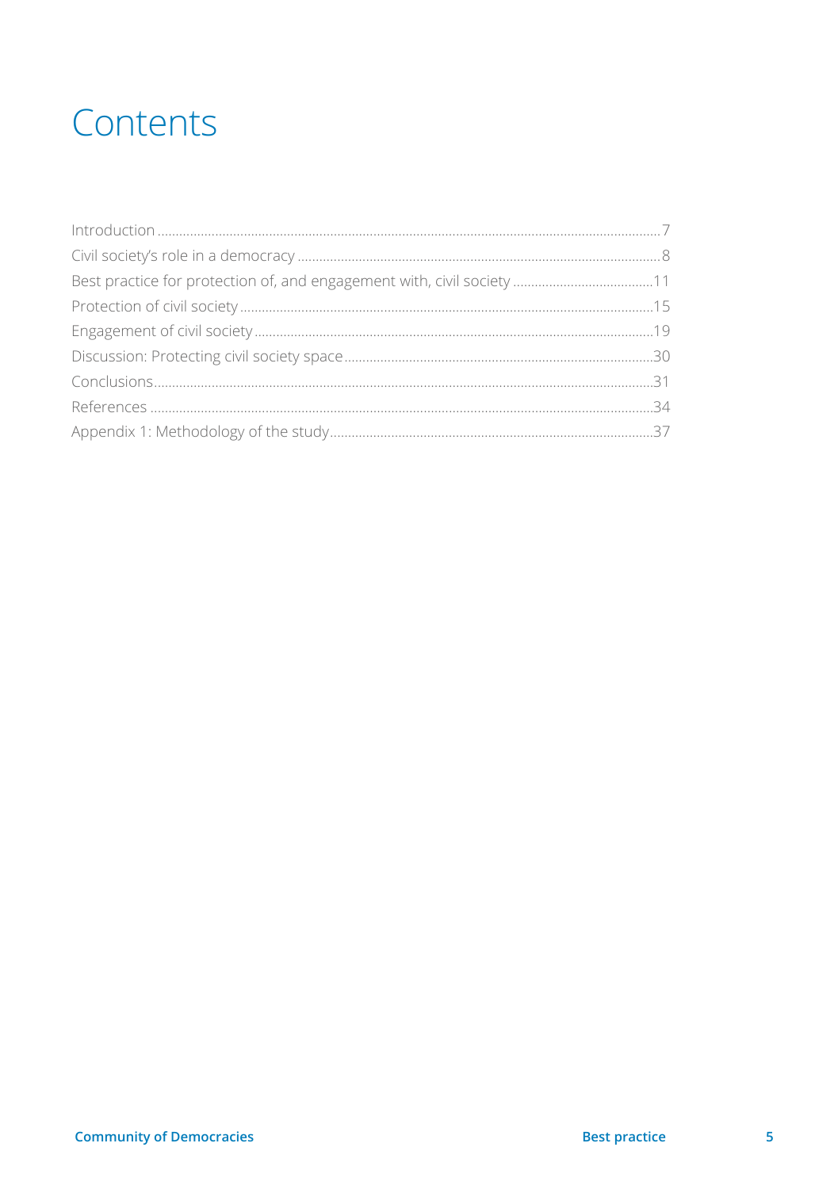# Contents

Introduction ........................................................................................................................................ 7
Civil society's role in a democracy .................................................................................................. 8
Best practice for protection of, and engagement with, civil society ..................................... 11
Protection of civil society ................................................................................................................ 15
Engagement of civil society ............................................................................................................ 19
Discussion: Protecting civil society space .................................................................................... 30
Conclusions ........................................................................................................................................ 31
References .......................................................................................................................................... 34
Appendix 1: Methodology of the study ......................................................................................... 37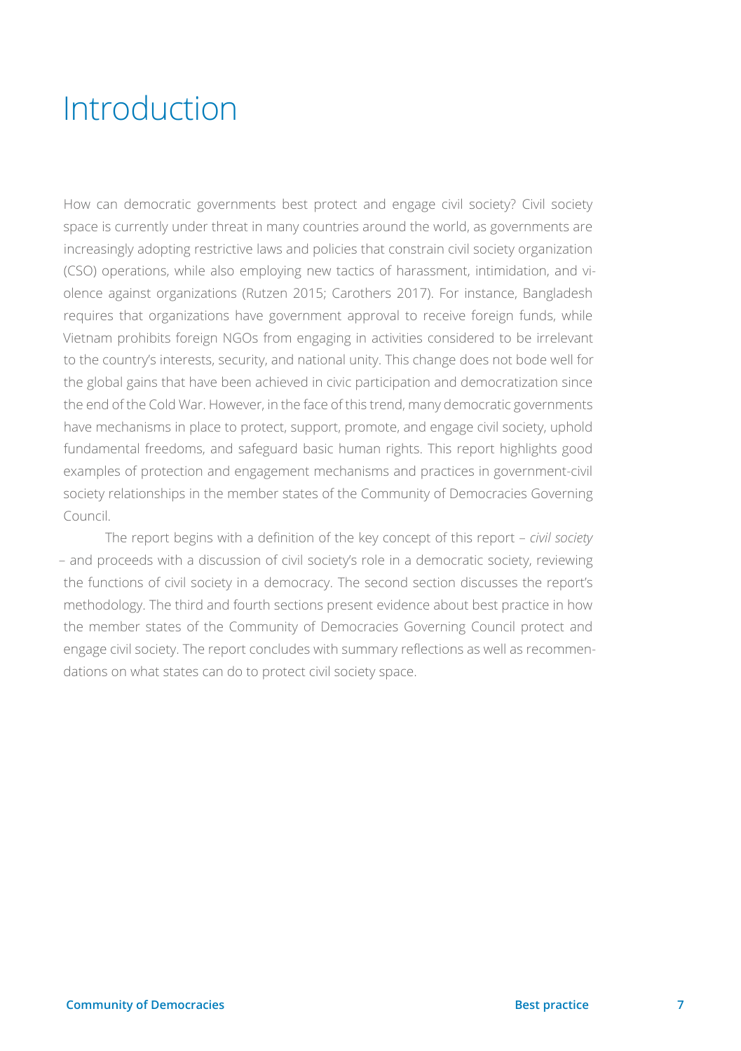# Introduction

How can democratic governments best protect and engage civil society? Civil society space is currently under threat in many countries around the world, as governments are increasingly adopting restrictive laws and policies that constrain civil society organization (CSO) operations, while also employing new tactics of harassment, intimidation, and violence against organizations (Rutzen 2015; Carothers 2017). For instance, Bangladesh requires that organizations have government approval to receive foreign funds, while Vietnam prohibits foreign NGOs from engaging in activities considered to be irrelevant to the country's interests, security, and national unity. This change does not bode well for the global gains that have been achieved in civic participation and democratization since the end of the Cold War. However, in the face of this trend, many democratic governments have mechanisms in place to protect, support, promote, and engage civil society, uphold fundamental freedoms, and safeguard basic human rights. This report highlights good examples of protection and engagement mechanisms and practices in government-civil society relationships in the member states of the Community of Democracies Governing Council.

The report begins with a definition of the key concept of this report – *civil society* – and proceeds with a discussion of civil society's role in a democratic society, reviewing the functions of civil society in a democracy. The second section discusses the report's methodology. The third and fourth sections present evidence about best practice in how the member states of the Community of Democracies Governing Council protect and engage civil society. The report concludes with summary reflections as well as recommendations on what states can do to protect civil society space.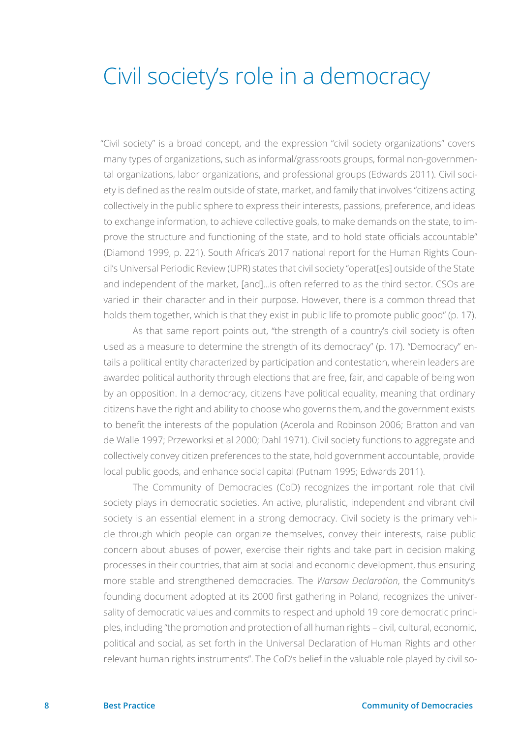# Civil society's role in a democracy

"Civil society" is a broad concept, and the expression "civil society organizations" covers many types of organizations, such as informal/grassroots groups, formal non-governmental organizations, labor organizations, and professional groups (Edwards 2011). Civil society is defined as the realm outside of state, market, and family that involves "citizens acting collectively in the public sphere to express their interests, passions, preference, and ideas to exchange information, to achieve collective goals, to make demands on the state, to improve the structure and functioning of the state, and to hold state officials accountable" (Diamond 1999, p. 221). South Africa's 2017 national report for the Human Rights Council's Universal Periodic Review (UPR) states that civil society "operat[es] outside of the State and independent of the market, [and]…is often referred to as the third sector. CSOs are varied in their character and in their purpose. However, there is a common thread that holds them together, which is that they exist in public life to promote public good" (p. 17).

As that same report points out, "the strength of a country's civil society is often used as a measure to determine the strength of its democracy" (p. 17). "Democracy" entails a political entity characterized by participation and contestation, wherein leaders are awarded political authority through elections that are free, fair, and capable of being won by an opposition. In a democracy, citizens have political equality, meaning that ordinary citizens have the right and ability to choose who governs them, and the government exists to benefit the interests of the population (Acerola and Robinson 2006; Bratton and van de Walle 1997; Przeworksi et al 2000; Dahl 1971). Civil society functions to aggregate and collectively convey citizen preferences to the state, hold government accountable, provide local public goods, and enhance social capital (Putnam 1995; Edwards 2011).

The Community of Democracies (CoD) recognizes the important role that civil society plays in democratic societies. An active, pluralistic, independent and vibrant civil society is an essential element in a strong democracy. Civil society is the primary vehicle through which people can organize themselves, convey their interests, raise public concern about abuses of power, exercise their rights and take part in decision making processes in their countries, that aim at social and economic development, thus ensuring more stable and strengthened democracies. The *Warsaw Declaration*, the Community's founding document adopted at its 2000 first gathering in Poland, recognizes the universality of democratic values and commits to respect and uphold 19 core democratic principles, including "the promotion and protection of all human rights – civil, cultural, economic, political and social, as set forth in the Universal Declaration of Human Rights and other relevant human rights instruments". The CoD's belief in the valuable role played by civil so-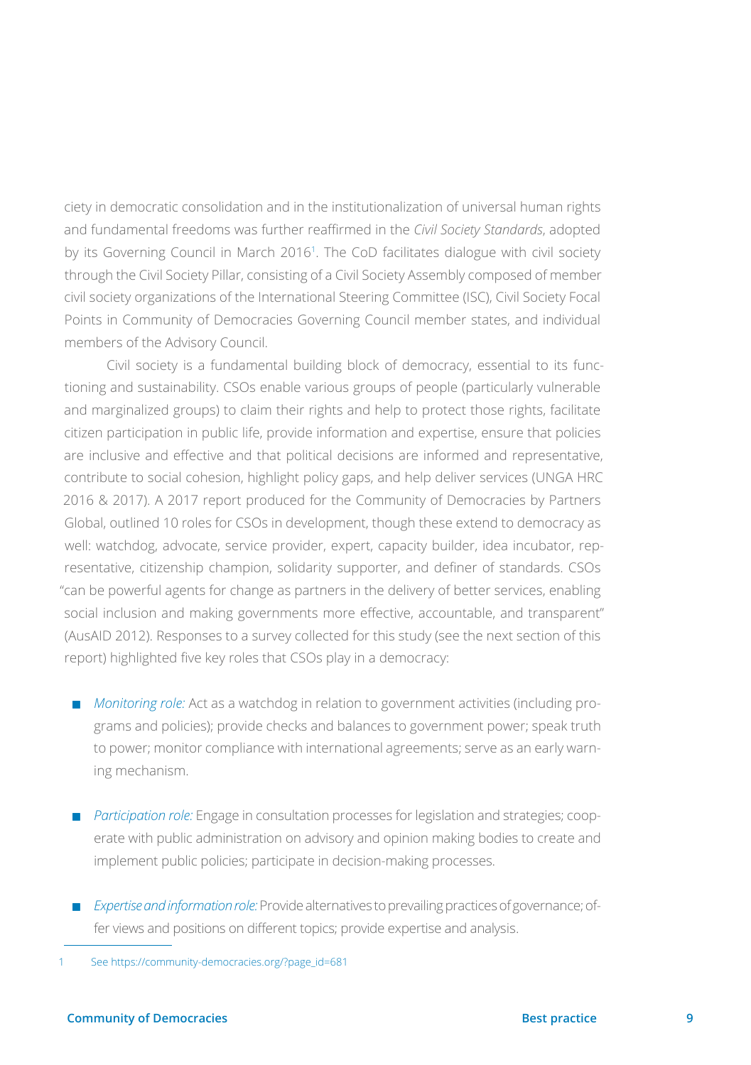ciety in democratic consolidation and in the institutionalization of universal human rights and fundamental freedoms was further reaffirmed in the *Civil Society Standards*, adopted by its Governing Council in March 2016[1]. The CoD facilitates dialogue with civil society through the Civil Society Pillar, consisting of a Civil Society Assembly composed of member civil society organizations of the International Steering Committee (ISC), Civil Society Focal Points in Community of Democracies Governing Council member states, and individual members of the Advisory Council.

Civil society is a fundamental building block of democracy, essential to its functioning and sustainability. CSOs enable various groups of people (particularly vulnerable and marginalized groups) to claim their rights and help to protect those rights, facilitate citizen participation in public life, provide information and expertise, ensure that policies are inclusive and effective and that political decisions are informed and representative, contribute to social cohesion, highlight policy gaps, and help deliver services (UNGA HRC 2016 & 2017). A 2017 report produced for the Community of Democracies by Partners Global, outlined 10 roles for CSOs in development, though these extend to democracy as well: watchdog, advocate, service provider, expert, capacity builder, idea incubator, representative, citizenship champion, solidarity supporter, and definer of standards. CSOs "can be powerful agents for change as partners in the delivery of better services, enabling social inclusion and making governments more effective, accountable, and transparent" (AusAID 2012). Responses to a survey collected for this study (see the next section of this report) highlighted five key roles that CSOs play in a democracy:

- *Monitoring role:* Act as a watchdog in relation to government activities (including programs and policies); provide checks and balances to government power; speak truth to power; monitor compliance with international agreements; serve as an early warning mechanism.
- *Participation role:* Engage in consultation processes for legislation and strategies; cooperate with public administration on advisory and opinion making bodies to create and implement public policies; participate in decision-making processes.
- *Expertise and information role:* Provide alternatives to prevailing practices of governance; offer views and positions on different topics; provide expertise and analysis.

---

1 See https://community-democracies.org/?page_id=681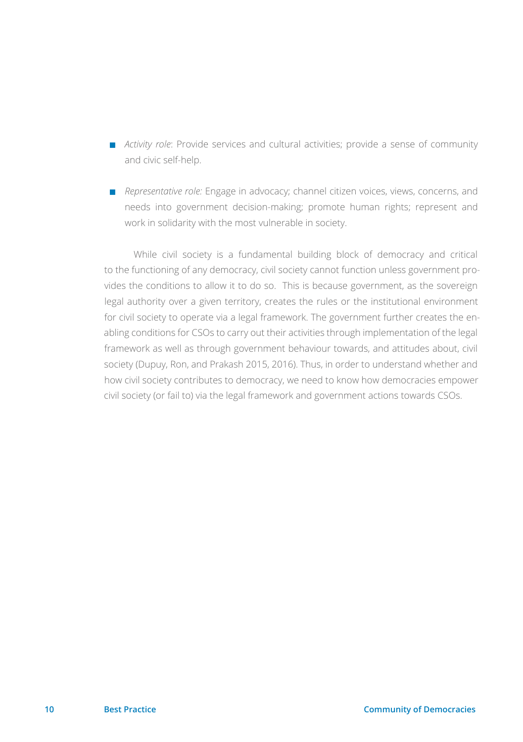- *Activity role*: Provide services and cultural activities; provide a sense of community and civic self-help.
- *Representative role:* Engage in advocacy; channel citizen voices, views, concerns, and needs into government decision-making; promote human rights; represent and work in solidarity with the most vulnerable in society.

While civil society is a fundamental building block of democracy and critical to the functioning of any democracy, civil society cannot function unless government provides the conditions to allow it to do so. This is because government, as the sovereign legal authority over a given territory, creates the rules or the institutional environment for civil society to operate via a legal framework. The government further creates the enabling conditions for CSOs to carry out their activities through implementation of the legal framework as well as through government behaviour towards, and attitudes about, civil society (Dupuy, Ron, and Prakash 2015, 2016). Thus, in order to understand whether and how civil society contributes to democracy, we need to know how democracies empower civil society (or fail to) via the legal framework and government actions towards CSOs.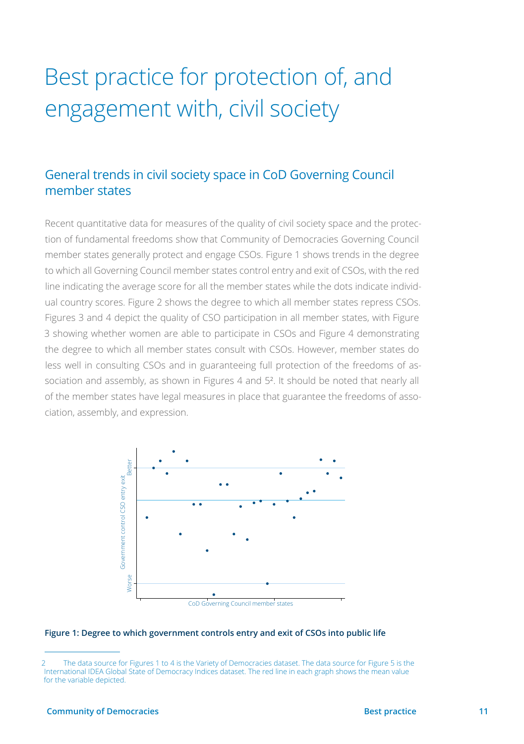# Best practice for protection of, and engagement with, civil society

## General trends in civil society space in CoD Governing Council member states

Recent quantitative data for measures of the quality of civil society space and the protection of fundamental freedoms show that Community of Democracies Governing Council member states generally protect and engage CSOs. Figure 1 shows trends in the degree to which all Governing Council member states control entry and exit of CSOs, with the red line indicating the average score for all the member states while the dots indicate individual country scores. Figure 2 shows the degree to which all member states repress CSOs. Figures 3 and 4 depict the quality of CSO participation in all member states, with Figure 3 showing whether women are able to participate in CSOs and Figure 4 demonstrating the degree to which all member states consult with CSOs. However, member states do less well in consulting CSOs and in guaranteeing full protection of the freedoms of association and assembly, as shown in Figures 4 and 5[2]. It should be noted that nearly all of the member states have legal measures in place that guarantee the freedoms of association, assembly, and expression.

**Figure 1: Degree to which government controls entry and exit of CSOs into public life**

[2] The data source for Figures 1 to 4 is the Variety of Democracies dataset. The data source for Figure 5 is the International IDEA Global State of Democracy Indices dataset. The red line in each graph shows the mean value for the variable depicted.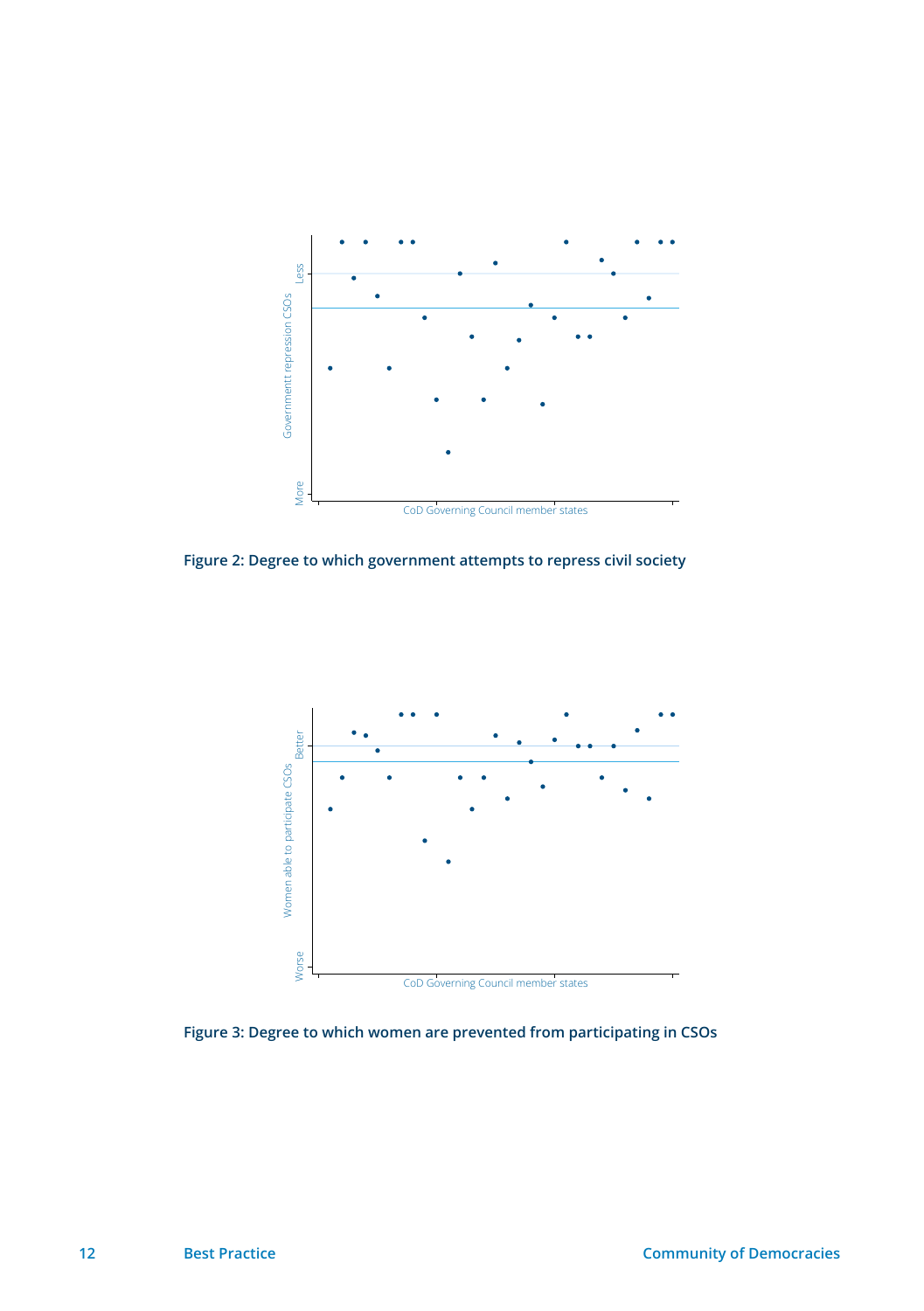Figure 2: Degree to which government attempts to repress civil society

Figure 3: Degree to which women are prevented from participating in CSOs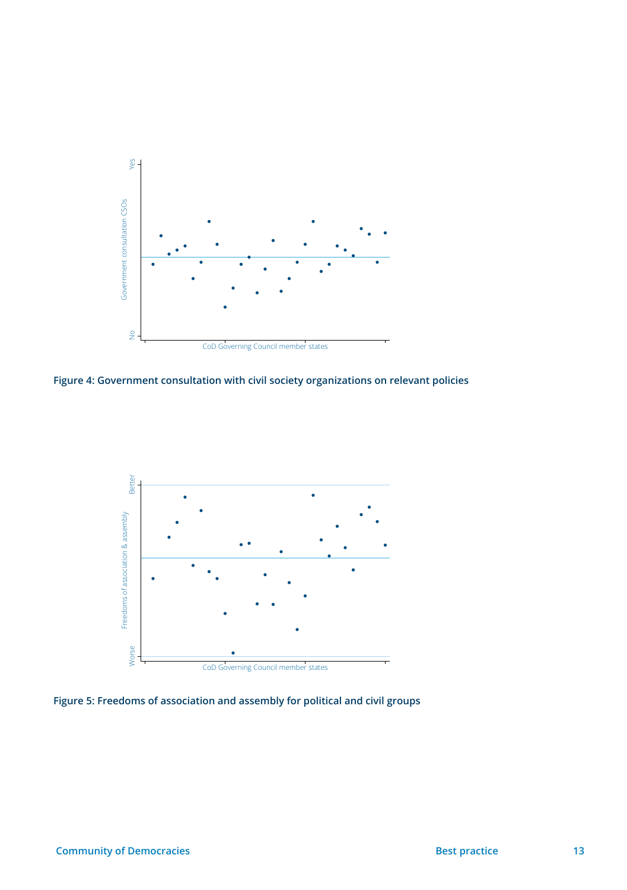**Figure 4: Government consultation with civil society organizations on relevant policies**

**Figure 5: Freedoms of association and assembly for political and civil groups**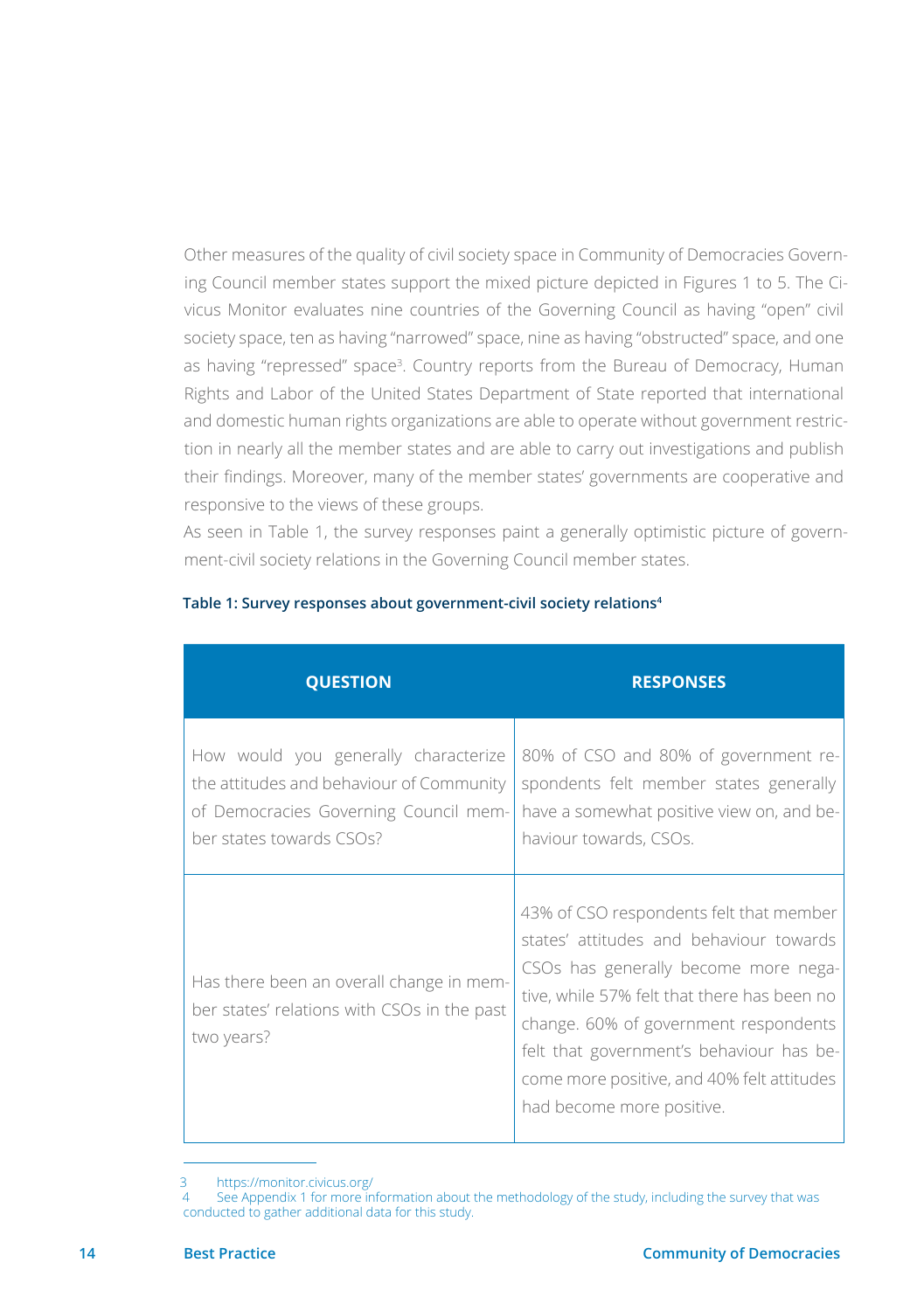Other measures of the quality of civil society space in Community of Democracies Governing Council member states support the mixed picture depicted in Figures 1 to 5. The Civicus Monitor evaluates nine countries of the Governing Council as having "open" civil society space, ten as having "narrowed" space, nine as having "obstructed" space, and one as having "repressed" space[3]. Country reports from the Bureau of Democracy, Human Rights and Labor of the United States Department of State reported that international and domestic human rights organizations are able to operate without government restriction in nearly all the member states and are able to carry out investigations and publish their findings. Moreover, many of the member states' governments are cooperative and responsive to the views of these groups.

As seen in Table 1, the survey responses paint a generally optimistic picture of government-civil society relations in the Governing Council member states.

**Table 1: Survey responses about government-civil society relations[4]**

| QUESTION | RESPONSES |
|---|---|
| How would you generally characterize the attitudes and behaviour of Community of Democracies Governing Council member states towards CSOs? | 80% of CSO and 80% of government respondents felt member states generally have a somewhat positive view on, and behaviour towards, CSOs. |
| Has there been an overall change in member states' relations with CSOs in the past two years? | 43% of CSO respondents felt that member states' attitudes and behaviour towards CSOs has generally become more negative, while 57% felt that there has been no change. 60% of government respondents felt that government's behaviour has become more positive, and 40% felt attitudes had become more positive. |

3 https://monitor.civicus.org/

4 See Appendix 1 for more information about the methodology of the study, including the survey that was conducted to gather additional data for this study.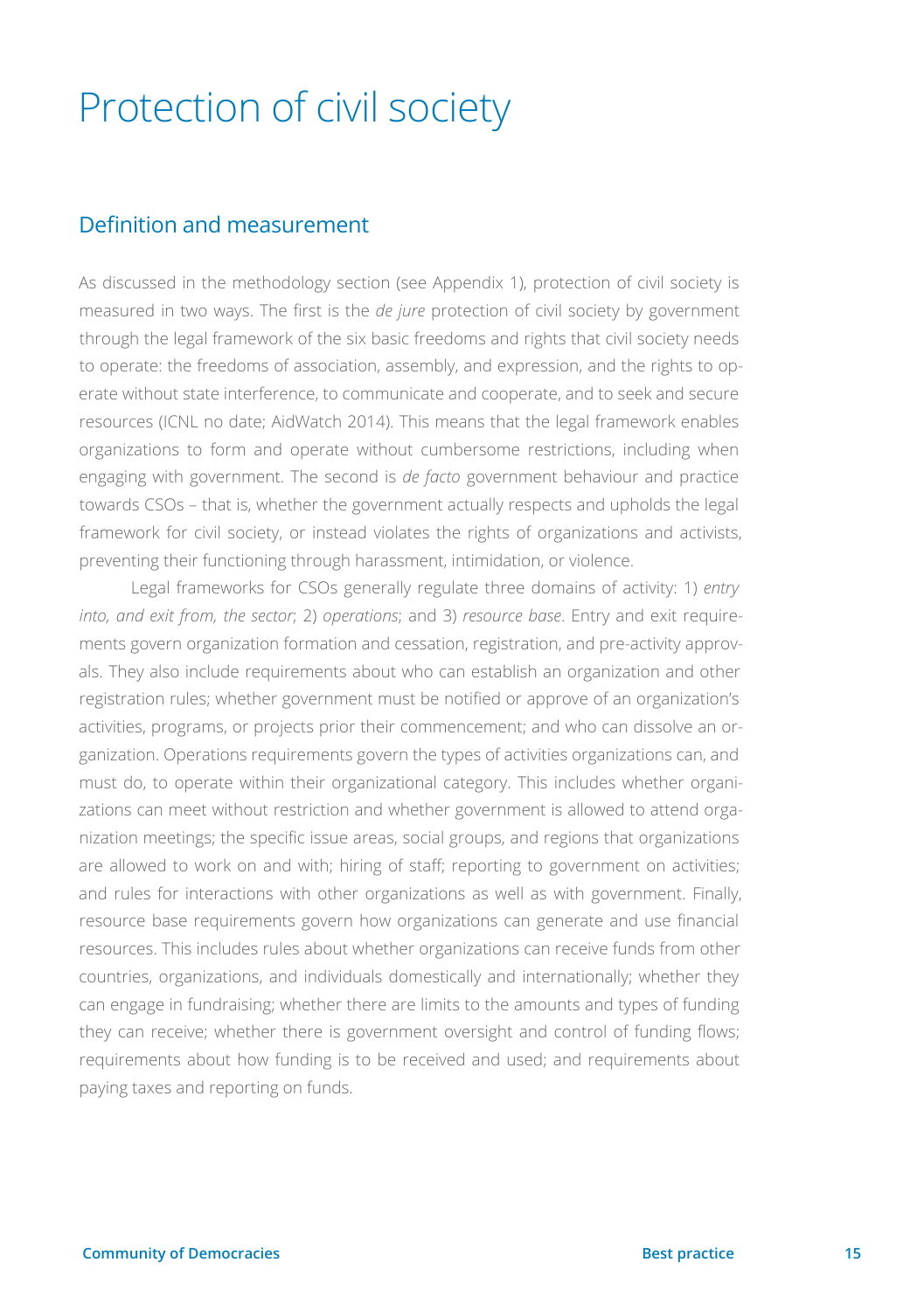# Protection of civil society

## Definition and measurement

As discussed in the methodology section (see Appendix 1), protection of civil society is measured in two ways. The first is the *de jure* protection of civil society by government through the legal framework of the six basic freedoms and rights that civil society needs to operate: the freedoms of association, assembly, and expression, and the rights to operate without state interference, to communicate and cooperate, and to seek and secure resources (ICNL no date; AidWatch 2014). This means that the legal framework enables organizations to form and operate without cumbersome restrictions, including when engaging with government. The second is *de facto* government behaviour and practice towards CSOs – that is, whether the government actually respects and upholds the legal framework for civil society, or instead violates the rights of organizations and activists, preventing their functioning through harassment, intimidation, or violence.

Legal frameworks for CSOs generally regulate three domains of activity: 1) *entry into, and exit from, the sector*; 2) *operations*; and 3) *resource base*. Entry and exit requirements govern organization formation and cessation, registration, and pre-activity approvals. They also include requirements about who can establish an organization and other registration rules; whether government must be notified or approve of an organization's activities, programs, or projects prior their commencement; and who can dissolve an organization. Operations requirements govern the types of activities organizations can, and must do, to operate within their organizational category. This includes whether organizations can meet without restriction and whether government is allowed to attend organization meetings; the specific issue areas, social groups, and regions that organizations are allowed to work on and with; hiring of staff; reporting to government on activities; and rules for interactions with other organizations as well as with government. Finally, resource base requirements govern how organizations can generate and use financial resources. This includes rules about whether organizations can receive funds from other countries, organizations, and individuals domestically and internationally; whether they can engage in fundraising; whether there are limits to the amounts and types of funding they can receive; whether there is government oversight and control of funding flows; requirements about how funding is to be received and used; and requirements about paying taxes and reporting on funds.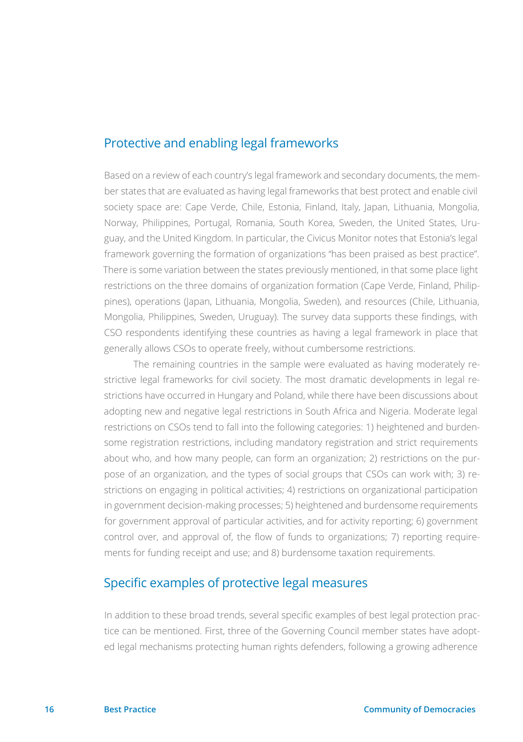## Protective and enabling legal frameworks

Based on a review of each country's legal framework and secondary documents, the member states that are evaluated as having legal frameworks that best protect and enable civil society space are: Cape Verde, Chile, Estonia, Finland, Italy, Japan, Lithuania, Mongolia, Norway, Philippines, Portugal, Romania, South Korea, Sweden, the United States, Uruguay, and the United Kingdom. In particular, the Civicus Monitor notes that Estonia's legal framework governing the formation of organizations "has been praised as best practice". There is some variation between the states previously mentioned, in that some place light restrictions on the three domains of organization formation (Cape Verde, Finland, Philippines), operations (Japan, Lithuania, Mongolia, Sweden), and resources (Chile, Lithuania, Mongolia, Philippines, Sweden, Uruguay). The survey data supports these findings, with CSO respondents identifying these countries as having a legal framework in place that generally allows CSOs to operate freely, without cumbersome restrictions.

The remaining countries in the sample were evaluated as having moderately restrictive legal frameworks for civil society. The most dramatic developments in legal restrictions have occurred in Hungary and Poland, while there have been discussions about adopting new and negative legal restrictions in South Africa and Nigeria. Moderate legal restrictions on CSOs tend to fall into the following categories: 1) heightened and burdensome registration restrictions, including mandatory registration and strict requirements about who, and how many people, can form an organization; 2) restrictions on the purpose of an organization, and the types of social groups that CSOs can work with; 3) restrictions on engaging in political activities; 4) restrictions on organizational participation in government decision-making processes; 5) heightened and burdensome requirements for government approval of particular activities, and for activity reporting; 6) government control over, and approval of, the flow of funds to organizations; 7) reporting requirements for funding receipt and use; and 8) burdensome taxation requirements.

## Specific examples of protective legal measures

In addition to these broad trends, several specific examples of best legal protection practice can be mentioned. First, three of the Governing Council member states have adopted legal mechanisms protecting human rights defenders, following a growing adherence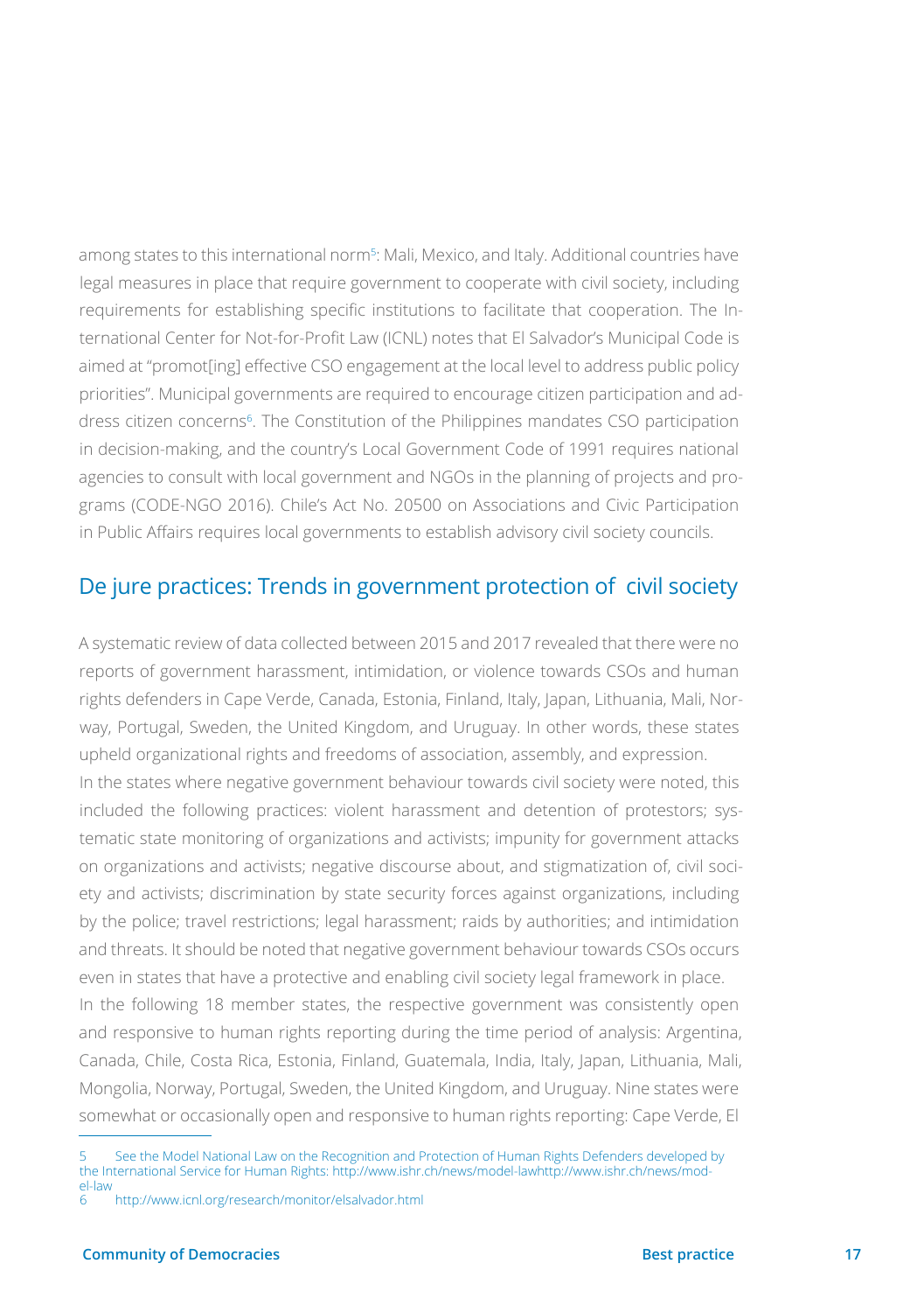among states to this international norm[5]: Mali, Mexico, and Italy. Additional countries have legal measures in place that require government to cooperate with civil society, including requirements for establishing specific institutions to facilitate that cooperation. The International Center for Not-for-Profit Law (ICNL) notes that El Salvador's Municipal Code is aimed at "promot[ing] effective CSO engagement at the local level to address public policy priorities". Municipal governments are required to encourage citizen participation and address citizen concerns[6]. The Constitution of the Philippines mandates CSO participation in decision-making, and the country's Local Government Code of 1991 requires national agencies to consult with local government and NGOs in the planning of projects and programs (CODE-NGO 2016). Chile's Act No. 20500 on Associations and Civic Participation in Public Affairs requires local governments to establish advisory civil society councils.

## De jure practices: Trends in government protection of civil society

A systematic review of data collected between 2015 and 2017 revealed that there were no reports of government harassment, intimidation, or violence towards CSOs and human rights defenders in Cape Verde, Canada, Estonia, Finland, Italy, Japan, Lithuania, Mali, Norway, Portugal, Sweden, the United Kingdom, and Uruguay. In other words, these states upheld organizational rights and freedoms of association, assembly, and expression.

In the states where negative government behaviour towards civil society were noted, this included the following practices: violent harassment and detention of protestors; systematic state monitoring of organizations and activists; impunity for government attacks on organizations and activists; negative discourse about, and stigmatization of, civil society and activists; discrimination by state security forces against organizations, including by the police; travel restrictions; legal harassment; raids by authorities; and intimidation and threats. It should be noted that negative government behaviour towards CSOs occurs even in states that have a protective and enabling civil society legal framework in place.

In the following 18 member states, the respective government was consistently open and responsive to human rights reporting during the time period of analysis: Argentina, Canada, Chile, Costa Rica, Estonia, Finland, Guatemala, India, Italy, Japan, Lithuania, Mali, Mongolia, Norway, Portugal, Sweden, the United Kingdom, and Uruguay. Nine states were somewhat or occasionally open and responsive to human rights reporting: Cape Verde, El

---

5 See the Model National Law on the Recognition and Protection of Human Rights Defenders developed by the International Service for Human Rights: http://www.ishr.ch/news/model-lawhttp://www.ishr.ch/news/model-law

6 http://www.icnl.org/research/monitor/elsalvador.html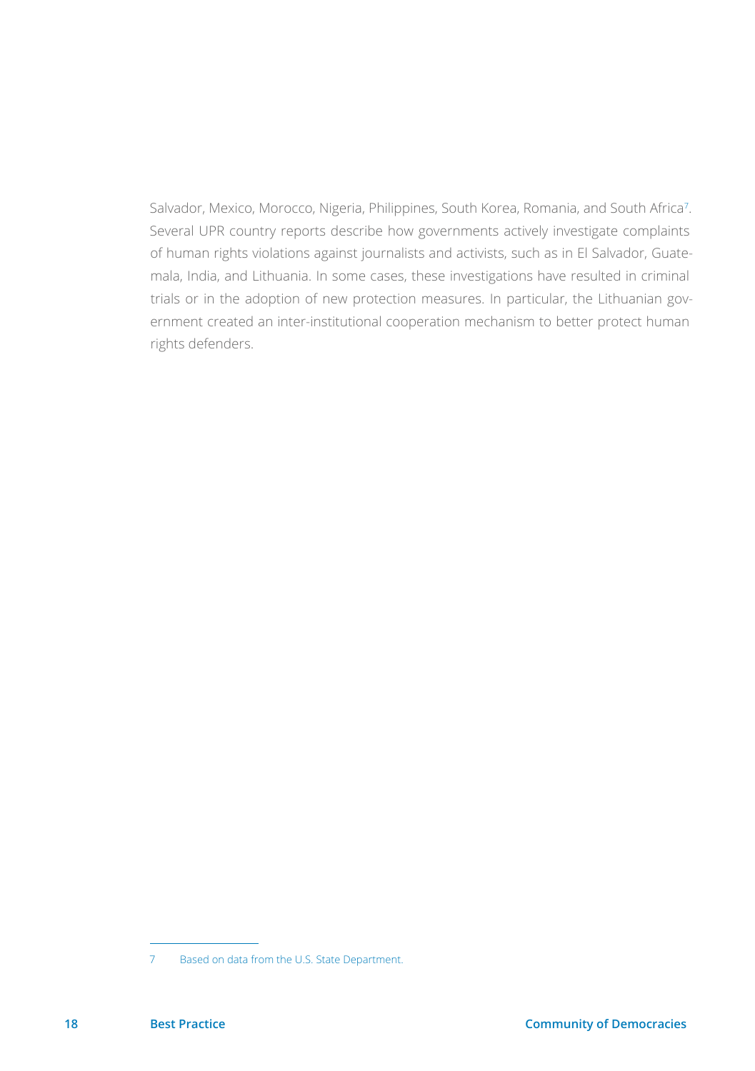Salvador, Mexico, Morocco, Nigeria, Philippines, South Korea, Romania, and South Africa[7]. Several UPR country reports describe how governments actively investigate complaints of human rights violations against journalists and activists, such as in El Salvador, Guatemala, India, and Lithuania. In some cases, these investigations have resulted in criminal trials or in the adoption of new protection measures. In particular, the Lithuanian government created an inter-institutional cooperation mechanism to better protect human rights defenders.

---

7 Based on data from the U.S. State Department.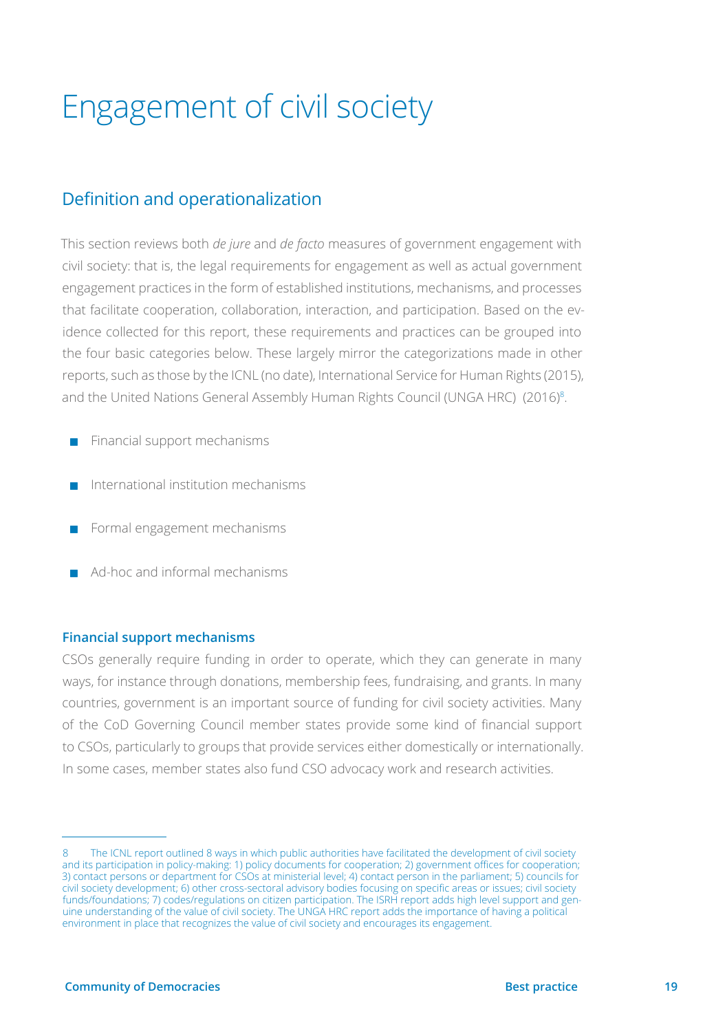# Engagement of civil society

## Definition and operationalization

This section reviews both *de jure* and *de facto* measures of government engagement with civil society: that is, the legal requirements for engagement as well as actual government engagement practices in the form of established institutions, mechanisms, and processes that facilitate cooperation, collaboration, interaction, and participation. Based on the evidence collected for this report, these requirements and practices can be grouped into the four basic categories below. These largely mirror the categorizations made in other reports, such as those by the ICNL (no date), International Service for Human Rights (2015), and the United Nations General Assembly Human Rights Council (UNGA HRC) (2016)[8].

- Financial support mechanisms
- International institution mechanisms
- Formal engagement mechanisms
- Ad-hoc and informal mechanisms

### Financial support mechanisms

CSOs generally require funding in order to operate, which they can generate in many ways, for instance through donations, membership fees, fundraising, and grants. In many countries, government is an important source of funding for civil society activities. Many of the CoD Governing Council member states provide some kind of financial support to CSOs, particularly to groups that provide services either domestically or internationally. In some cases, member states also fund CSO advocacy work and research activities.

---

8 The ICNL report outlined 8 ways in which public authorities have facilitated the development of civil society and its participation in policy-making: 1) policy documents for cooperation; 2) government offices for cooperation; 3) contact persons or department for CSOs at ministerial level; 4) contact person in the parliament; 5) councils for civil society development; 6) other cross-sectoral advisory bodies focusing on specific areas or issues; civil society funds/foundations; 7) codes/regulations on citizen participation. The ISRH report adds high level support and genuine understanding of the value of civil society. The UNGA HRC report adds the importance of having a political environment in place that recognizes the value of civil society and encourages its engagement.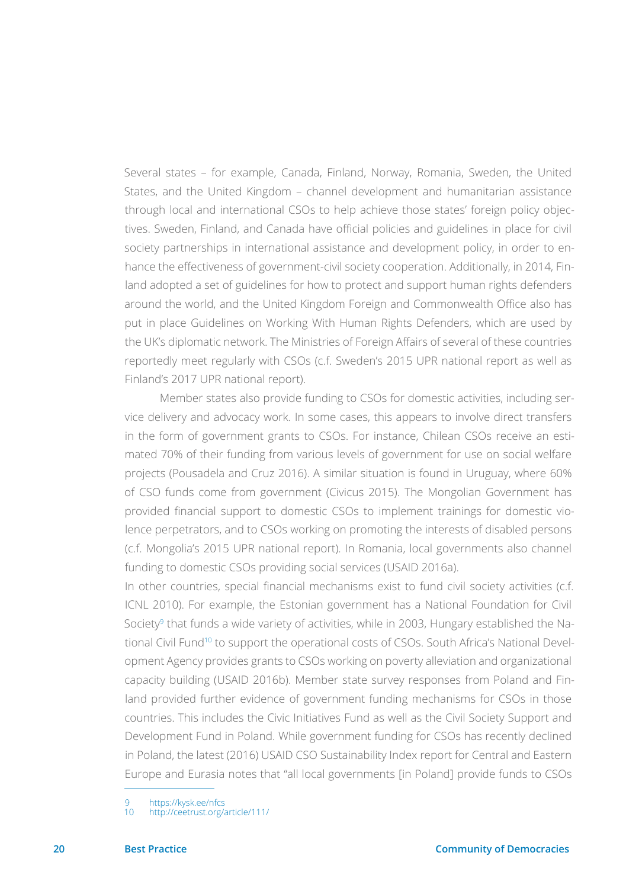Several states – for example, Canada, Finland, Norway, Romania, Sweden, the United States, and the United Kingdom – channel development and humanitarian assistance through local and international CSOs to help achieve those states' foreign policy objectives. Sweden, Finland, and Canada have official policies and guidelines in place for civil society partnerships in international assistance and development policy, in order to enhance the effectiveness of government-civil society cooperation. Additionally, in 2014, Finland adopted a set of guidelines for how to protect and support human rights defenders around the world, and the United Kingdom Foreign and Commonwealth Office also has put in place Guidelines on Working With Human Rights Defenders, which are used by the UK's diplomatic network. The Ministries of Foreign Affairs of several of these countries reportedly meet regularly with CSOs (c.f. Sweden's 2015 UPR national report as well as Finland's 2017 UPR national report).

Member states also provide funding to CSOs for domestic activities, including service delivery and advocacy work. In some cases, this appears to involve direct transfers in the form of government grants to CSOs. For instance, Chilean CSOs receive an estimated 70% of their funding from various levels of government for use on social welfare projects (Pousadela and Cruz 2016). A similar situation is found in Uruguay, where 60% of CSO funds come from government (Civicus 2015). The Mongolian Government has provided financial support to domestic CSOs to implement trainings for domestic violence perpetrators, and to CSOs working on promoting the interests of disabled persons (c.f. Mongolia's 2015 UPR national report). In Romania, local governments also channel funding to domestic CSOs providing social services (USAID 2016a).

In other countries, special financial mechanisms exist to fund civil society activities (c.f. ICNL 2010). For example, the Estonian government has a National Foundation for Civil Society[9] that funds a wide variety of activities, while in 2003, Hungary established the National Civil Fund[10] to support the operational costs of CSOs. South Africa's National Development Agency provides grants to CSOs working on poverty alleviation and organizational capacity building (USAID 2016b). Member state survey responses from Poland and Finland provided further evidence of government funding mechanisms for CSOs in those countries. This includes the Civic Initiatives Fund as well as the Civil Society Support and Development Fund in Poland. While government funding for CSOs has recently declined in Poland, the latest (2016) USAID CSO Sustainability Index report for Central and Eastern Europe and Eurasia notes that "all local governments [in Poland] provide funds to CSOs

---

9 https://kysk.ee/nfcs

10 http://ceetrust.org/article/111/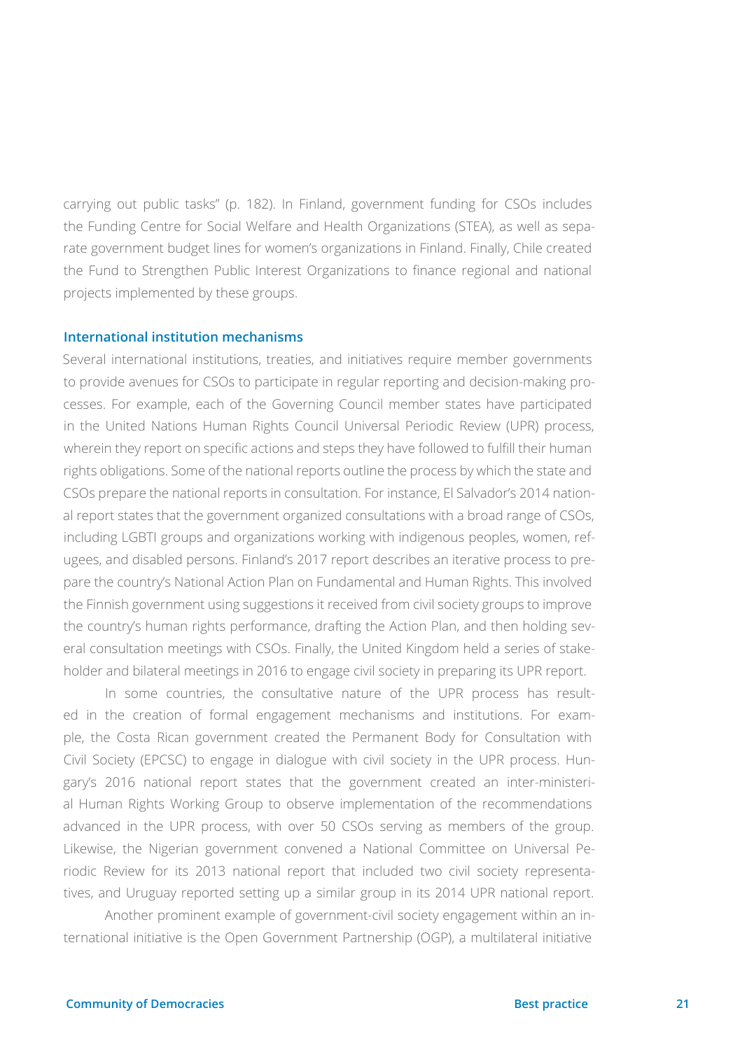carrying out public tasks" (p. 182). In Finland, government funding for CSOs includes the Funding Centre for Social Welfare and Health Organizations (STEA), as well as separate government budget lines for women's organizations in Finland. Finally, Chile created the Fund to Strengthen Public Interest Organizations to finance regional and national projects implemented by these groups.

### International institution mechanisms

Several international institutions, treaties, and initiatives require member governments to provide avenues for CSOs to participate in regular reporting and decision-making processes. For example, each of the Governing Council member states have participated in the United Nations Human Rights Council Universal Periodic Review (UPR) process, wherein they report on specific actions and steps they have followed to fulfill their human rights obligations. Some of the national reports outline the process by which the state and CSOs prepare the national reports in consultation. For instance, El Salvador's 2014 national report states that the government organized consultations with a broad range of CSOs, including LGBTI groups and organizations working with indigenous peoples, women, refugees, and disabled persons. Finland's 2017 report describes an iterative process to prepare the country's National Action Plan on Fundamental and Human Rights. This involved the Finnish government using suggestions it received from civil society groups to improve the country's human rights performance, drafting the Action Plan, and then holding several consultation meetings with CSOs. Finally, the United Kingdom held a series of stakeholder and bilateral meetings in 2016 to engage civil society in preparing its UPR report.

In some countries, the consultative nature of the UPR process has resulted in the creation of formal engagement mechanisms and institutions. For example, the Costa Rican government created the Permanent Body for Consultation with Civil Society (EPCSC) to engage in dialogue with civil society in the UPR process. Hungary's 2016 national report states that the government created an inter-ministerial Human Rights Working Group to observe implementation of the recommendations advanced in the UPR process, with over 50 CSOs serving as members of the group. Likewise, the Nigerian government convened a National Committee on Universal Periodic Review for its 2013 national report that included two civil society representatives, and Uruguay reported setting up a similar group in its 2014 UPR national report.

Another prominent example of government-civil society engagement within an international initiative is the Open Government Partnership (OGP), a multilateral initiative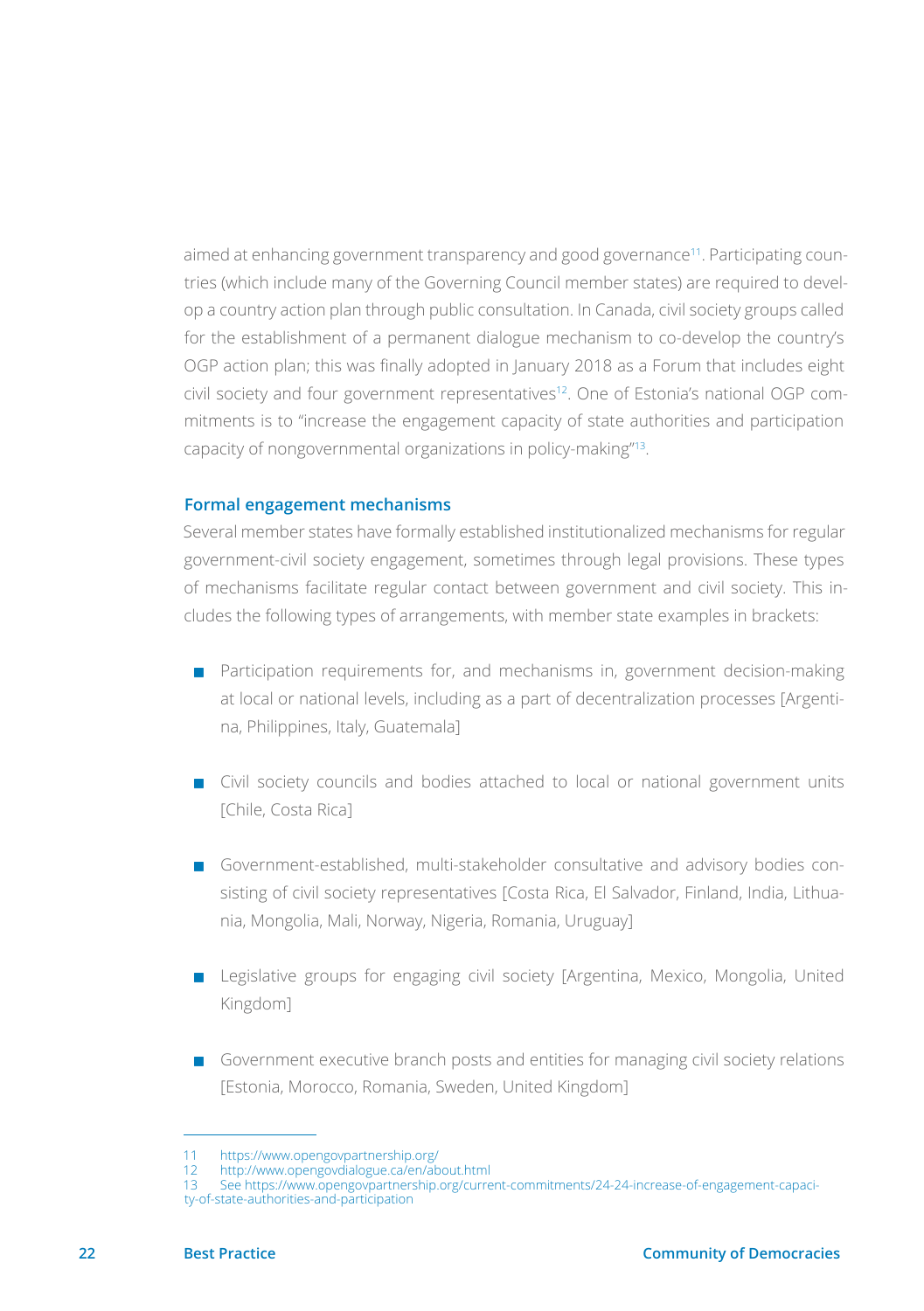aimed at enhancing government transparency and good governance[11]. Participating countries (which include many of the Governing Council member states) are required to develop a country action plan through public consultation. In Canada, civil society groups called for the establishment of a permanent dialogue mechanism to co-develop the country's OGP action plan; this was finally adopted in January 2018 as a Forum that includes eight civil society and four government representatives[12]. One of Estonia's national OGP commitments is to "increase the engagement capacity of state authorities and participation capacity of nongovernmental organizations in policy-making"[13].

### Formal engagement mechanisms

Several member states have formally established institutionalized mechanisms for regular government-civil society engagement, sometimes through legal provisions. These types of mechanisms facilitate regular contact between government and civil society. This includes the following types of arrangements, with member state examples in brackets:

- Participation requirements for, and mechanisms in, government decision-making at local or national levels, including as a part of decentralization processes [Argentina, Philippines, Italy, Guatemala]
- Civil society councils and bodies attached to local or national government units [Chile, Costa Rica]
- Government-established, multi-stakeholder consultative and advisory bodies consisting of civil society representatives [Costa Rica, El Salvador, Finland, India, Lithuania, Mongolia, Mali, Norway, Nigeria, Romania, Uruguay]
- Legislative groups for engaging civil society [Argentina, Mexico, Mongolia, United Kingdom]
- Government executive branch posts and entities for managing civil society relations [Estonia, Morocco, Romania, Sweden, United Kingdom]

---

11 https://www.opengovpartnership.org/
12 http://www.opengovdialogue.ca/en/about.html
13 See https://www.opengovpartnership.org/current-commitments/24-24-increase-of-engagement-capacity-of-state-authorities-and-participation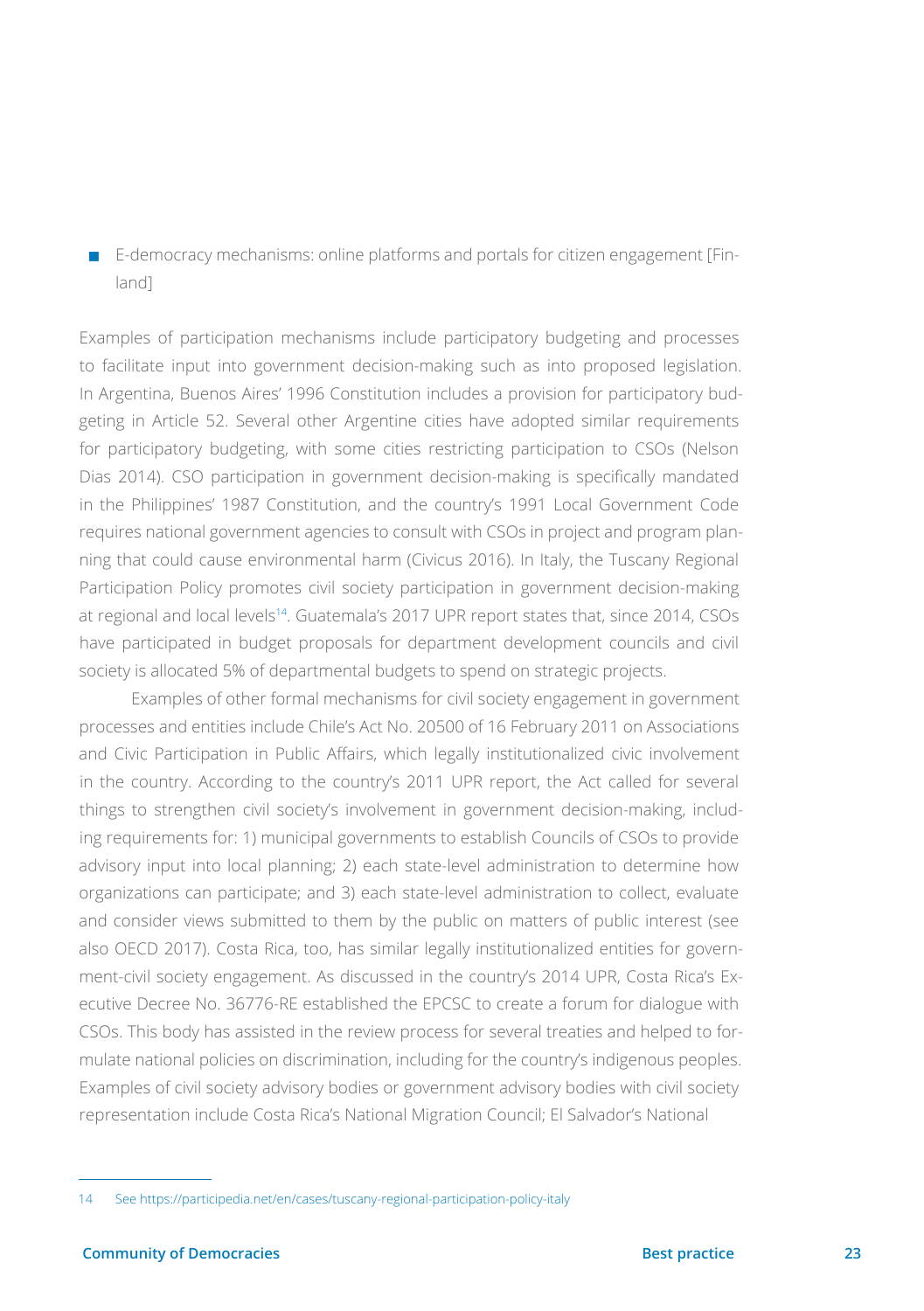- E-democracy mechanisms: online platforms and portals for citizen engagement [Finland]

Examples of participation mechanisms include participatory budgeting and processes to facilitate input into government decision-making such as into proposed legislation. In Argentina, Buenos Aires' 1996 Constitution includes a provision for participatory budgeting in Article 52. Several other Argentine cities have adopted similar requirements for participatory budgeting, with some cities restricting participation to CSOs (Nelson Dias 2014). CSO participation in government decision-making is specifically mandated in the Philippines' 1987 Constitution, and the country's 1991 Local Government Code requires national government agencies to consult with CSOs in project and program planning that could cause environmental harm (Civicus 2016). In Italy, the Tuscany Regional Participation Policy promotes civil society participation in government decision-making at regional and local levels[14]. Guatemala's 2017 UPR report states that, since 2014, CSOs have participated in budget proposals for department development councils and civil society is allocated 5% of departmental budgets to spend on strategic projects.

Examples of other formal mechanisms for civil society engagement in government processes and entities include Chile's Act No. 20500 of 16 February 2011 on Associations and Civic Participation in Public Affairs, which legally institutionalized civic involvement in the country. According to the country's 2011 UPR report, the Act called for several things to strengthen civil society's involvement in government decision-making, including requirements for: 1) municipal governments to establish Councils of CSOs to provide advisory input into local planning; 2) each state-level administration to determine how organizations can participate; and 3) each state-level administration to collect, evaluate and consider views submitted to them by the public on matters of public interest (see also OECD 2017). Costa Rica, too, has similar legally institutionalized entities for government-civil society engagement. As discussed in the country's 2014 UPR, Costa Rica's Executive Decree No. 36776-RE established the EPCSC to create a forum for dialogue with CSOs. This body has assisted in the review process for several treaties and helped to formulate national policies on discrimination, including for the country's indigenous peoples. Examples of civil society advisory bodies or government advisory bodies with civil society representation include Costa Rica's National Migration Council; El Salvador's National

---

14 See https://participedia.net/en/cases/tuscany-regional-participation-policy-italy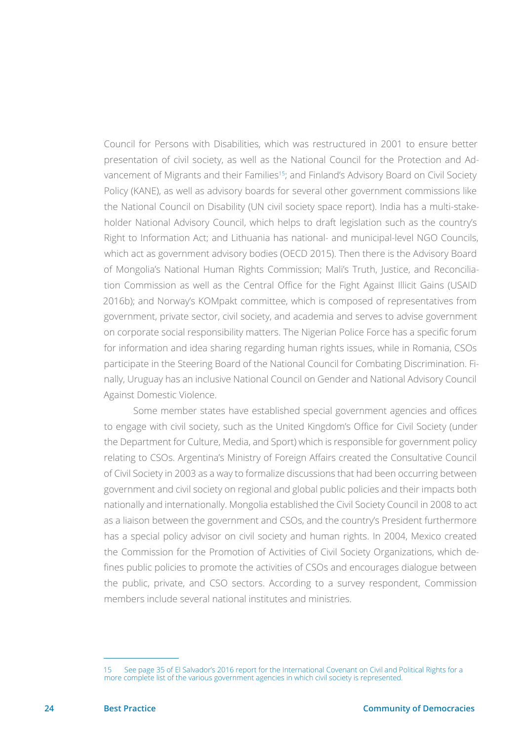Council for Persons with Disabilities, which was restructured in 2001 to ensure better presentation of civil society, as well as the National Council for the Protection and Advancement of Migrants and their Families[15]; and Finland's Advisory Board on Civil Society Policy (KANE), as well as advisory boards for several other government commissions like the National Council on Disability (UN civil society space report). India has a multi-stakeholder National Advisory Council, which helps to draft legislation such as the country's Right to Information Act; and Lithuania has national- and municipal-level NGO Councils, which act as government advisory bodies (OECD 2015). Then there is the Advisory Board of Mongolia's National Human Rights Commission; Mali's Truth, Justice, and Reconciliation Commission as well as the Central Office for the Fight Against Illicit Gains (USAID 2016b); and Norway's KOMpakt committee, which is composed of representatives from government, private sector, civil society, and academia and serves to advise government on corporate social responsibility matters. The Nigerian Police Force has a specific forum for information and idea sharing regarding human rights issues, while in Romania, CSOs participate in the Steering Board of the National Council for Combating Discrimination. Finally, Uruguay has an inclusive National Council on Gender and National Advisory Council Against Domestic Violence.

Some member states have established special government agencies and offices to engage with civil society, such as the United Kingdom's Office for Civil Society (under the Department for Culture, Media, and Sport) which is responsible for government policy relating to CSOs. Argentina's Ministry of Foreign Affairs created the Consultative Council of Civil Society in 2003 as a way to formalize discussions that had been occurring between government and civil society on regional and global public policies and their impacts both nationally and internationally. Mongolia established the Civil Society Council in 2008 to act as a liaison between the government and CSOs, and the country's President furthermore has a special policy advisor on civil society and human rights. In 2004, Mexico created the Commission for the Promotion of Activities of Civil Society Organizations, which defines public policies to promote the activities of CSOs and encourages dialogue between the public, private, and CSO sectors. According to a survey respondent, Commission members include several national institutes and ministries.

---

15 See page 35 of El Salvador's 2016 report for the International Covenant on Civil and Political Rights for a more complete list of the various government agencies in which civil society is represented.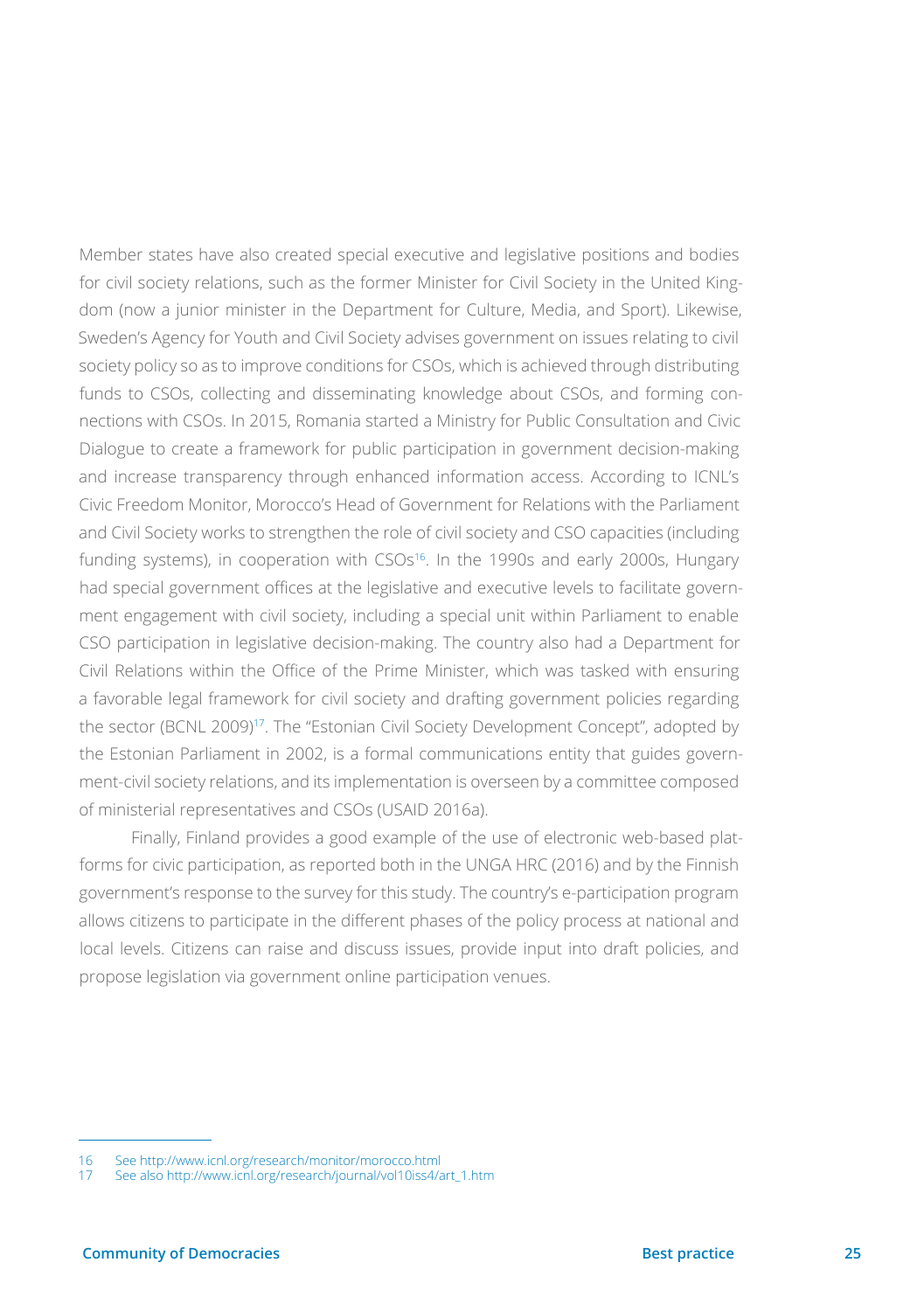Member states have also created special executive and legislative positions and bodies for civil society relations, such as the former Minister for Civil Society in the United Kingdom (now a junior minister in the Department for Culture, Media, and Sport). Likewise, Sweden's Agency for Youth and Civil Society advises government on issues relating to civil society policy so as to improve conditions for CSOs, which is achieved through distributing funds to CSOs, collecting and disseminating knowledge about CSOs, and forming connections with CSOs. In 2015, Romania started a Ministry for Public Consultation and Civic Dialogue to create a framework for public participation in government decision-making and increase transparency through enhanced information access. According to ICNL's Civic Freedom Monitor, Morocco's Head of Government for Relations with the Parliament and Civil Society works to strengthen the role of civil society and CSO capacities (including funding systems), in cooperation with CSOs[16]. In the 1990s and early 2000s, Hungary had special government offices at the legislative and executive levels to facilitate government engagement with civil society, including a special unit within Parliament to enable CSO participation in legislative decision-making. The country also had a Department for Civil Relations within the Office of the Prime Minister, which was tasked with ensuring a favorable legal framework for civil society and drafting government policies regarding the sector (BCNL 2009)[17]. The "Estonian Civil Society Development Concept", adopted by the Estonian Parliament in 2002, is a formal communications entity that guides government-civil society relations, and its implementation is overseen by a committee composed of ministerial representatives and CSOs (USAID 2016a).

Finally, Finland provides a good example of the use of electronic web-based platforms for civic participation, as reported both in the UNGA HRC (2016) and by the Finnish government's response to the survey for this study. The country's e-participation program allows citizens to participate in the different phases of the policy process at national and local levels. Citizens can raise and discuss issues, provide input into draft policies, and propose legislation via government online participation venues.

---

16 See http://www.icnl.org/research/monitor/morocco.html

17 See also http://www.icnl.org/research/journal/vol10iss4/art_1.htm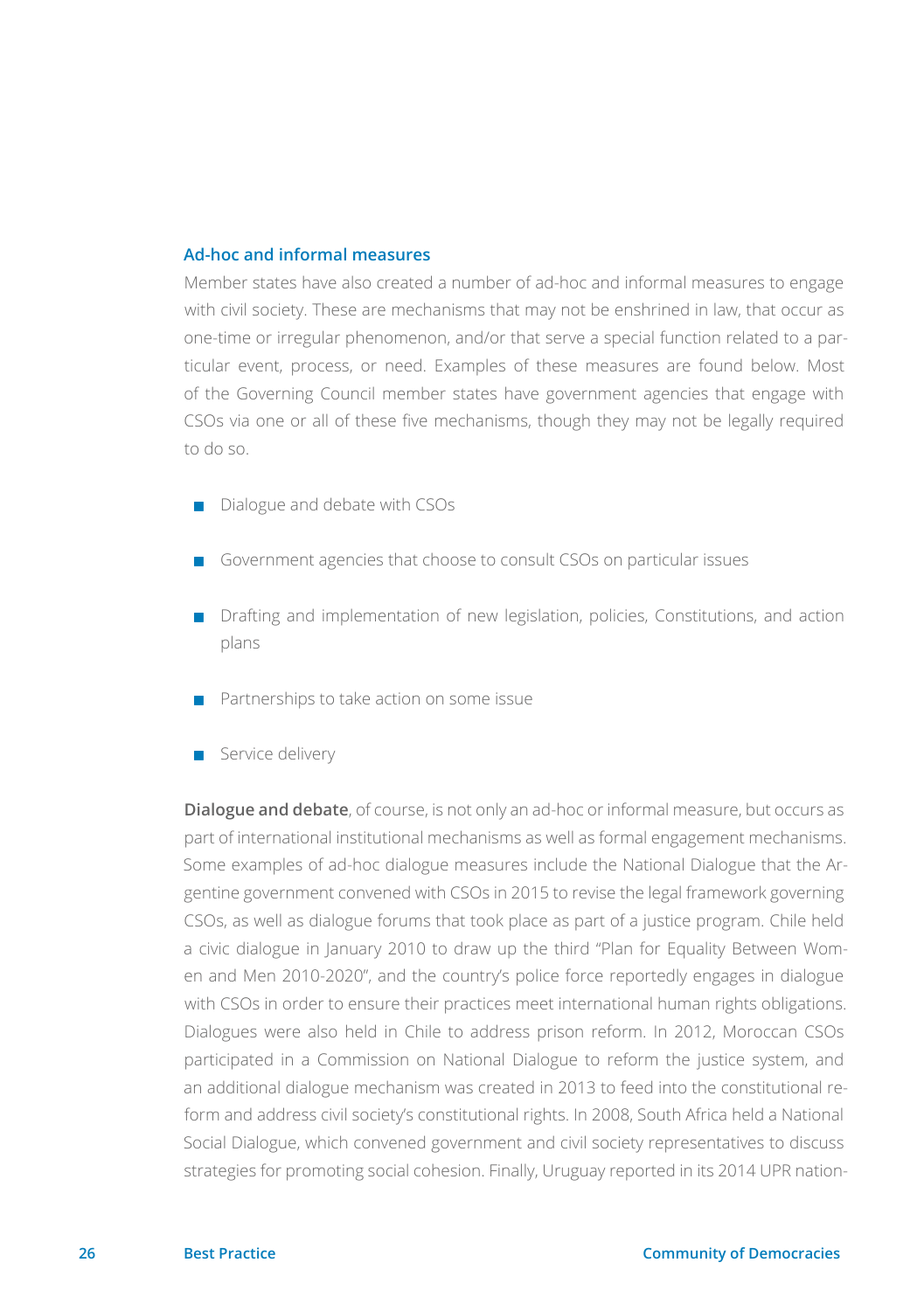### Ad-hoc and informal measures

Member states have also created a number of ad-hoc and informal measures to engage with civil society. These are mechanisms that may not be enshrined in law, that occur as one-time or irregular phenomenon, and/or that serve a special function related to a particular event, process, or need. Examples of these measures are found below. Most of the Governing Council member states have government agencies that engage with CSOs via one or all of these five mechanisms, though they may not be legally required to do so.

- Dialogue and debate with CSOs
- Government agencies that choose to consult CSOs on particular issues
- Drafting and implementation of new legislation, policies, Constitutions, and action plans
- Partnerships to take action on some issue
- Service delivery

**Dialogue and debate**, of course, is not only an ad-hoc or informal measure, but occurs as part of international institutional mechanisms as well as formal engagement mechanisms. Some examples of ad-hoc dialogue measures include the National Dialogue that the Argentine government convened with CSOs in 2015 to revise the legal framework governing CSOs, as well as dialogue forums that took place as part of a justice program. Chile held a civic dialogue in January 2010 to draw up the third "Plan for Equality Between Women and Men 2010-2020", and the country's police force reportedly engages in dialogue with CSOs in order to ensure their practices meet international human rights obligations. Dialogues were also held in Chile to address prison reform. In 2012, Moroccan CSOs participated in a Commission on National Dialogue to reform the justice system, and an additional dialogue mechanism was created in 2013 to feed into the constitutional reform and address civil society's constitutional rights. In 2008, South Africa held a National Social Dialogue, which convened government and civil society representatives to discuss strategies for promoting social cohesion. Finally, Uruguay reported in its 2014 UPR nation-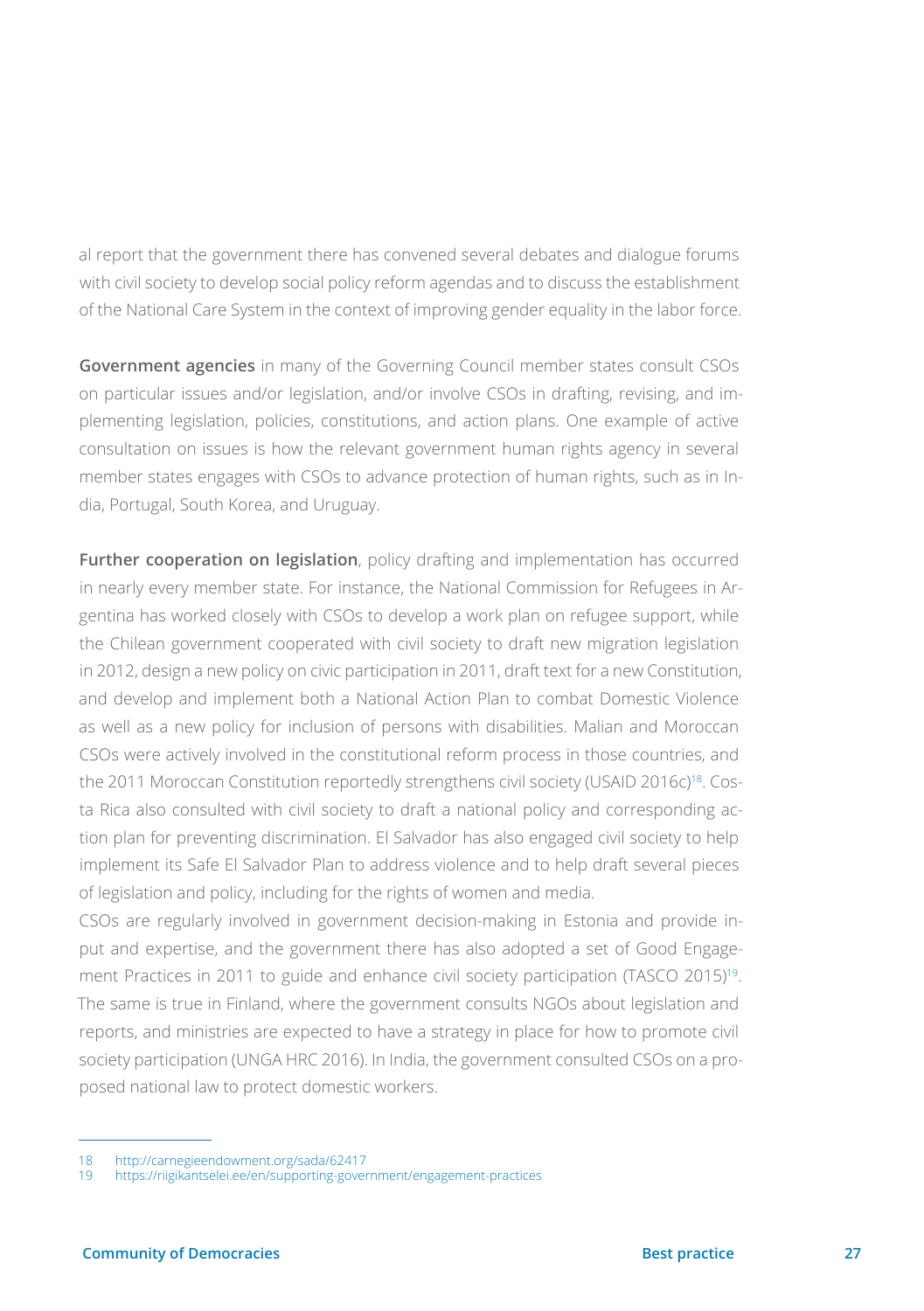al report that the government there has convened several debates and dialogue forums with civil society to develop social policy reform agendas and to discuss the establishment of the National Care System in the context of improving gender equality in the labor force.

**Government agencies** in many of the Governing Council member states consult CSOs on particular issues and/or legislation, and/or involve CSOs in drafting, revising, and implementing legislation, policies, constitutions, and action plans. One example of active consultation on issues is how the relevant government human rights agency in several member states engages with CSOs to advance protection of human rights, such as in India, Portugal, South Korea, and Uruguay.

**Further cooperation on legislation**, policy drafting and implementation has occurred in nearly every member state. For instance, the National Commission for Refugees in Argentina has worked closely with CSOs to develop a work plan on refugee support, while the Chilean government cooperated with civil society to draft new migration legislation in 2012, design a new policy on civic participation in 2011, draft text for a new Constitution, and develop and implement both a National Action Plan to combat Domestic Violence as well as a new policy for inclusion of persons with disabilities. Malian and Moroccan CSOs were actively involved in the constitutional reform process in those countries, and the 2011 Moroccan Constitution reportedly strengthens civil society (USAID 2016c)[18]. Costa Rica also consulted with civil society to draft a national policy and corresponding action plan for preventing discrimination. El Salvador has also engaged civil society to help implement its Safe El Salvador Plan to address violence and to help draft several pieces of legislation and policy, including for the rights of women and media.

CSOs are regularly involved in government decision-making in Estonia and provide input and expertise, and the government there has also adopted a set of Good Engagement Practices in 2011 to guide and enhance civil society participation (TASCO 2015)[19]. The same is true in Finland, where the government consults NGOs about legislation and reports, and ministries are expected to have a strategy in place for how to promote civil society participation (UNGA HRC 2016). In India, the government consulted CSOs on a proposed national law to protect domestic workers.

---

18 http://carnegieendowment.org/sada/62417

19 https://riigikantselei.ee/en/supporting-government/engagement-practices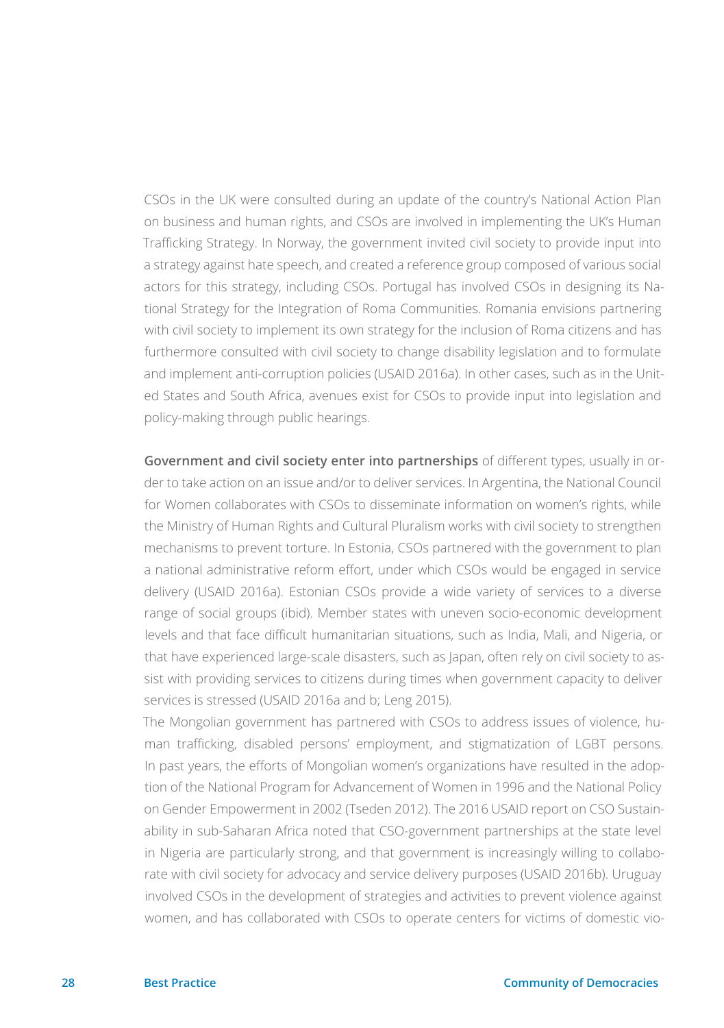CSOs in the UK were consulted during an update of the country's National Action Plan on business and human rights, and CSOs are involved in implementing the UK's Human Trafficking Strategy. In Norway, the government invited civil society to provide input into a strategy against hate speech, and created a reference group composed of various social actors for this strategy, including CSOs. Portugal has involved CSOs in designing its National Strategy for the Integration of Roma Communities. Romania envisions partnering with civil society to implement its own strategy for the inclusion of Roma citizens and has furthermore consulted with civil society to change disability legislation and to formulate and implement anti-corruption policies (USAID 2016a). In other cases, such as in the United States and South Africa, avenues exist for CSOs to provide input into legislation and policy-making through public hearings.

**Government and civil society enter into partnerships** of different types, usually in order to take action on an issue and/or to deliver services. In Argentina, the National Council for Women collaborates with CSOs to disseminate information on women's rights, while the Ministry of Human Rights and Cultural Pluralism works with civil society to strengthen mechanisms to prevent torture. In Estonia, CSOs partnered with the government to plan a national administrative reform effort, under which CSOs would be engaged in service delivery (USAID 2016a). Estonian CSOs provide a wide variety of services to a diverse range of social groups (ibid). Member states with uneven socio-economic development levels and that face difficult humanitarian situations, such as India, Mali, and Nigeria, or that have experienced large-scale disasters, such as Japan, often rely on civil society to assist with providing services to citizens during times when government capacity to deliver services is stressed (USAID 2016a and b; Leng 2015).

The Mongolian government has partnered with CSOs to address issues of violence, human trafficking, disabled persons' employment, and stigmatization of LGBT persons. In past years, the efforts of Mongolian women's organizations have resulted in the adoption of the National Program for Advancement of Women in 1996 and the National Policy on Gender Empowerment in 2002 (Tseden 2012). The 2016 USAID report on CSO Sustainability in sub-Saharan Africa noted that CSO-government partnerships at the state level in Nigeria are particularly strong, and that government is increasingly willing to collaborate with civil society for advocacy and service delivery purposes (USAID 2016b). Uruguay involved CSOs in the development of strategies and activities to prevent violence against women, and has collaborated with CSOs to operate centers for victims of domestic vio-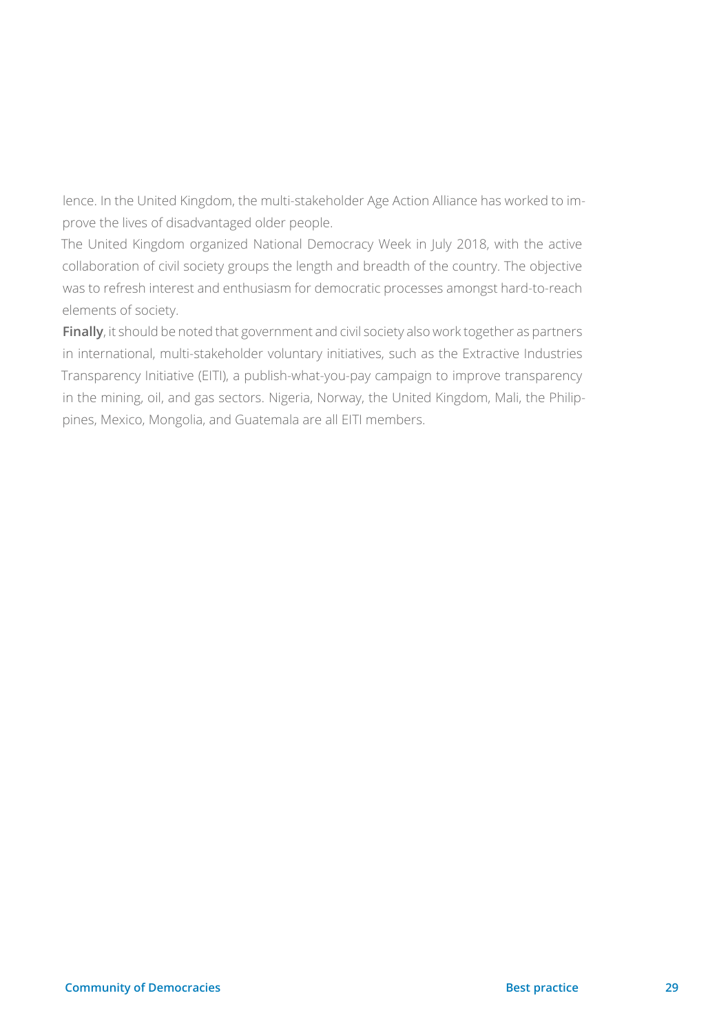lence. In the United Kingdom, the multi-stakeholder Age Action Alliance has worked to improve the lives of disadvantaged older people.

The United Kingdom organized National Democracy Week in July 2018, with the active collaboration of civil society groups the length and breadth of the country. The objective was to refresh interest and enthusiasm for democratic processes amongst hard-to-reach elements of society.

**Finally**, it should be noted that government and civil society also work together as partners in international, multi-stakeholder voluntary initiatives, such as the Extractive Industries Transparency Initiative (EITI), a publish-what-you-pay campaign to improve transparency in the mining, oil, and gas sectors. Nigeria, Norway, the United Kingdom, Mali, the Philippines, Mexico, Mongolia, and Guatemala are all EITI members.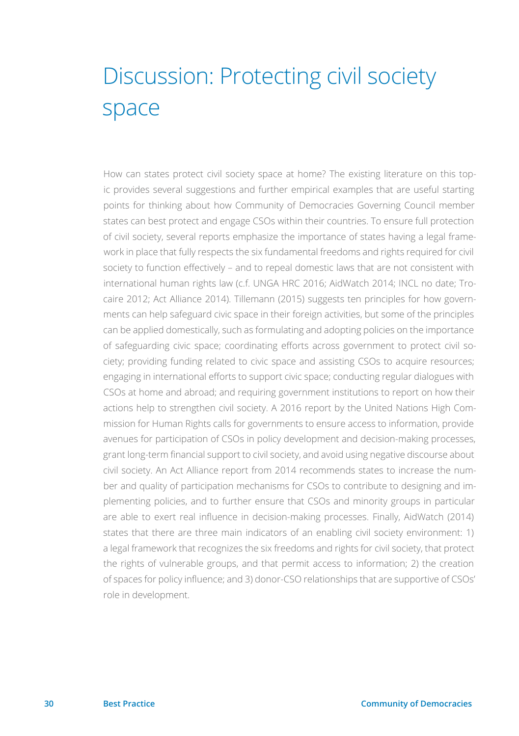# Discussion: Protecting civil society space

How can states protect civil society space at home? The existing literature on this topic provides several suggestions and further empirical examples that are useful starting points for thinking about how Community of Democracies Governing Council member states can best protect and engage CSOs within their countries. To ensure full protection of civil society, several reports emphasize the importance of states having a legal framework in place that fully respects the six fundamental freedoms and rights required for civil society to function effectively – and to repeal domestic laws that are not consistent with international human rights law (c.f. UNGA HRC 2016; AidWatch 2014; INCL no date; Trocaire 2012; Act Alliance 2014). Tillemann (2015) suggests ten principles for how governments can help safeguard civic space in their foreign activities, but some of the principles can be applied domestically, such as formulating and adopting policies on the importance of safeguarding civic space; coordinating efforts across government to protect civil society; providing funding related to civic space and assisting CSOs to acquire resources; engaging in international efforts to support civic space; conducting regular dialogues with CSOs at home and abroad; and requiring government institutions to report on how their actions help to strengthen civil society. A 2016 report by the United Nations High Commission for Human Rights calls for governments to ensure access to information, provide avenues for participation of CSOs in policy development and decision-making processes, grant long-term financial support to civil society, and avoid using negative discourse about civil society. An Act Alliance report from 2014 recommends states to increase the number and quality of participation mechanisms for CSOs to contribute to designing and implementing policies, and to further ensure that CSOs and minority groups in particular are able to exert real influence in decision-making processes. Finally, AidWatch (2014) states that there are three main indicators of an enabling civil society environment: 1) a legal framework that recognizes the six freedoms and rights for civil society, that protect the rights of vulnerable groups, and that permit access to information; 2) the creation of spaces for policy influence; and 3) donor-CSO relationships that are supportive of CSOs' role in development.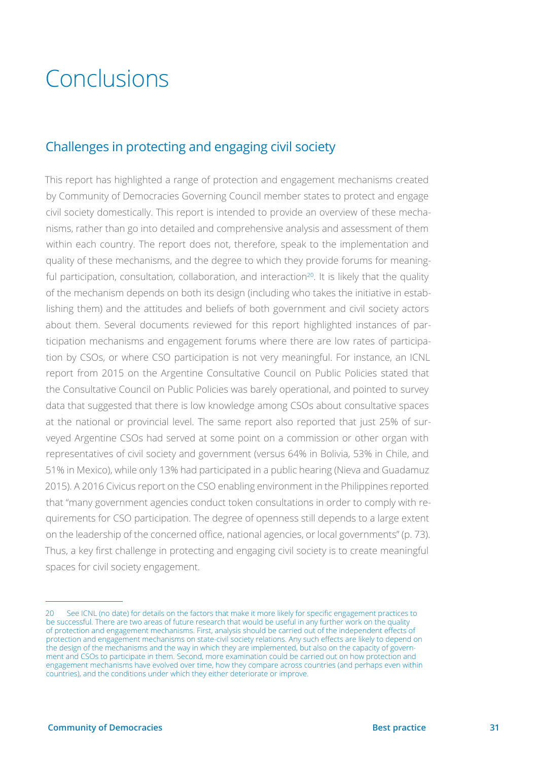# Conclusions

## Challenges in protecting and engaging civil society

This report has highlighted a range of protection and engagement mechanisms created by Community of Democracies Governing Council member states to protect and engage civil society domestically. This report is intended to provide an overview of these mechanisms, rather than go into detailed and comprehensive analysis and assessment of them within each country. The report does not, therefore, speak to the implementation and quality of these mechanisms, and the degree to which they provide forums for meaningful participation, consultation, collaboration, and interaction[20]. It is likely that the quality of the mechanism depends on both its design (including who takes the initiative in establishing them) and the attitudes and beliefs of both government and civil society actors about them. Several documents reviewed for this report highlighted instances of participation mechanisms and engagement forums where there are low rates of participation by CSOs, or where CSO participation is not very meaningful. For instance, an ICNL report from 2015 on the Argentine Consultative Council on Public Policies stated that the Consultative Council on Public Policies was barely operational, and pointed to survey data that suggested that there is low knowledge among CSOs about consultative spaces at the national or provincial level. The same report also reported that just 25% of surveyed Argentine CSOs had served at some point on a commission or other organ with representatives of civil society and government (versus 64% in Bolivia, 53% in Chile, and 51% in Mexico), while only 13% had participated in a public hearing (Nieva and Guadamuz 2015). A 2016 Civicus report on the CSO enabling environment in the Philippines reported that "many government agencies conduct token consultations in order to comply with requirements for CSO participation. The degree of openness still depends to a large extent on the leadership of the concerned office, national agencies, or local governments" (p. 73). Thus, a key first challenge in protecting and engaging civil society is to create meaningful spaces for civil society engagement.

---

20 See ICNL (no date) for details on the factors that make it more likely for specific engagement practices to be successful. There are two areas of future research that would be useful in any further work on the quality of protection and engagement mechanisms. First, analysis should be carried out of the independent effects of protection and engagement mechanisms on state-civil society relations. Any such effects are likely to depend on the design of the mechanisms and the way in which they are implemented, but also on the capacity of government and CSOs to participate in them. Second, more examination could be carried out on how protection and engagement mechanisms have evolved over time, how they compare across countries (and perhaps even within countries), and the conditions under which they either deteriorate or improve.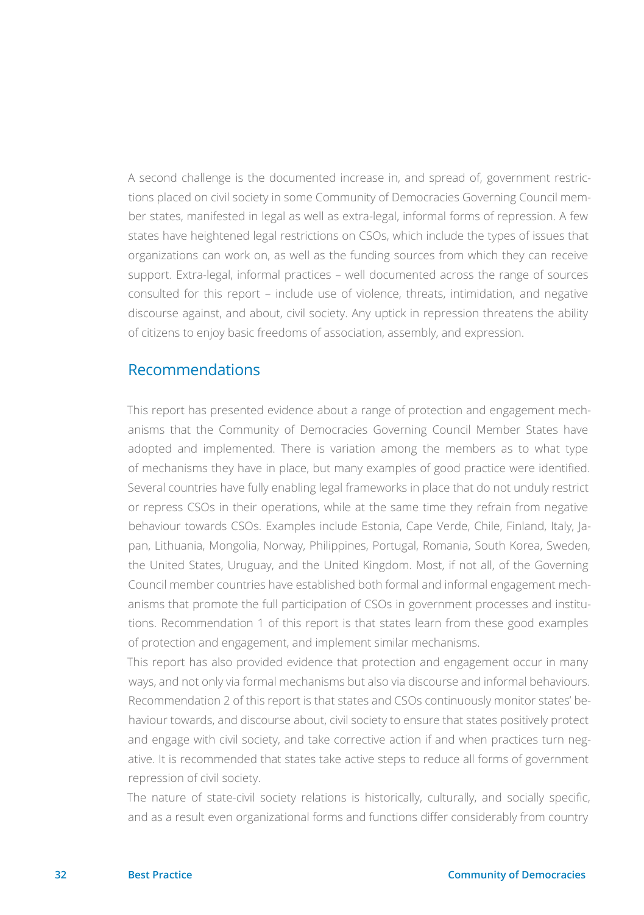A second challenge is the documented increase in, and spread of, government restrictions placed on civil society in some Community of Democracies Governing Council member states, manifested in legal as well as extra-legal, informal forms of repression. A few states have heightened legal restrictions on CSOs, which include the types of issues that organizations can work on, as well as the funding sources from which they can receive support. Extra-legal, informal practices – well documented across the range of sources consulted for this report – include use of violence, threats, intimidation, and negative discourse against, and about, civil society. Any uptick in repression threatens the ability of citizens to enjoy basic freedoms of association, assembly, and expression.

## Recommendations

This report has presented evidence about a range of protection and engagement mechanisms that the Community of Democracies Governing Council Member States have adopted and implemented. There is variation among the members as to what type of mechanisms they have in place, but many examples of good practice were identified. Several countries have fully enabling legal frameworks in place that do not unduly restrict or repress CSOs in their operations, while at the same time they refrain from negative behaviour towards CSOs. Examples include Estonia, Cape Verde, Chile, Finland, Italy, Japan, Lithuania, Mongolia, Norway, Philippines, Portugal, Romania, South Korea, Sweden, the United States, Uruguay, and the United Kingdom. Most, if not all, of the Governing Council member countries have established both formal and informal engagement mechanisms that promote the full participation of CSOs in government processes and institutions. Recommendation 1 of this report is that states learn from these good examples of protection and engagement, and implement similar mechanisms.

This report has also provided evidence that protection and engagement occur in many ways, and not only via formal mechanisms but also via discourse and informal behaviours. Recommendation 2 of this report is that states and CSOs continuously monitor states' behaviour towards, and discourse about, civil society to ensure that states positively protect and engage with civil society, and take corrective action if and when practices turn negative. It is recommended that states take active steps to reduce all forms of government repression of civil society.

The nature of state-civil society relations is historically, culturally, and socially specific, and as a result even organizational forms and functions differ considerably from country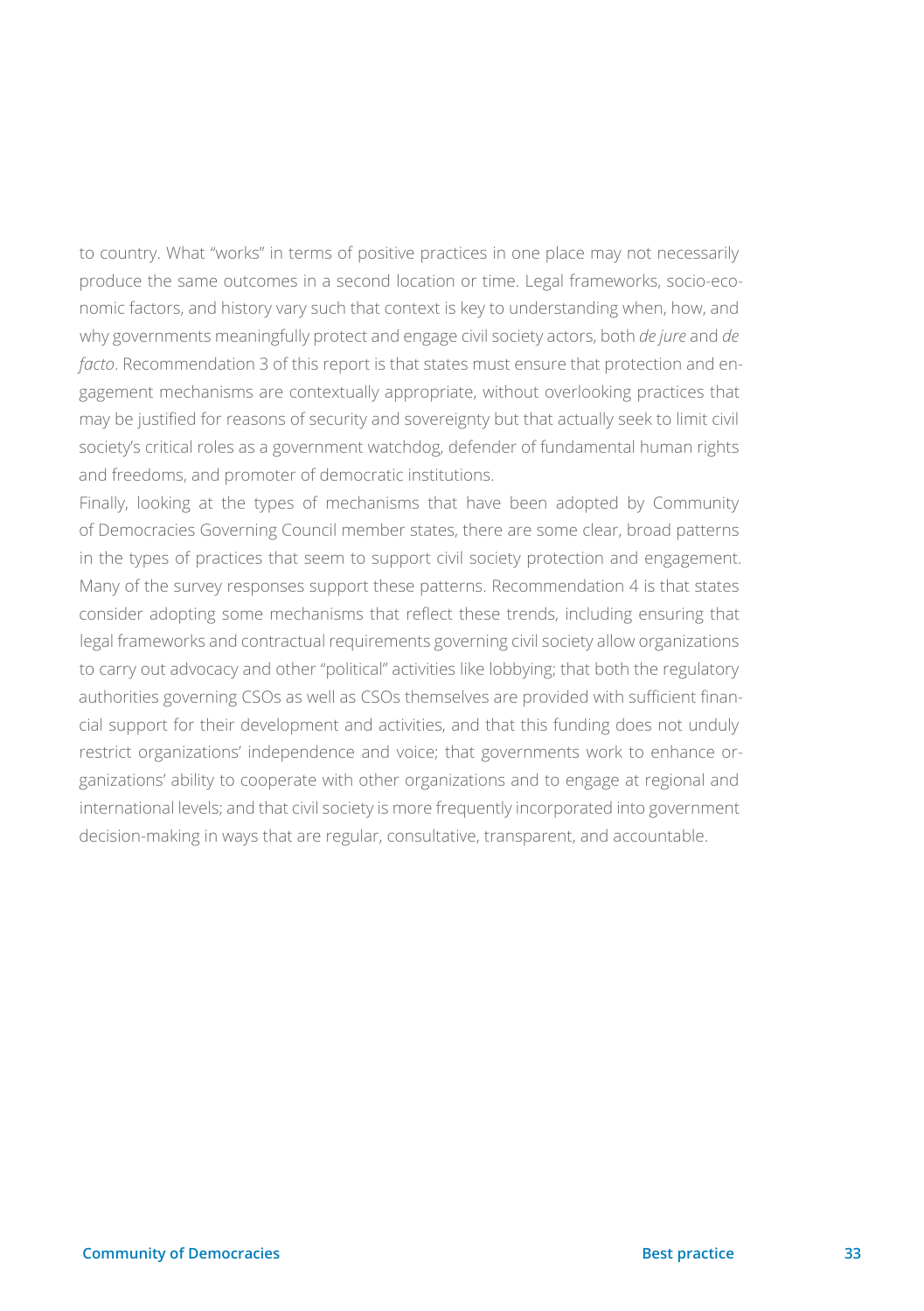to country. What "works" in terms of positive practices in one place may not necessarily produce the same outcomes in a second location or time. Legal frameworks, socio-economic factors, and history vary such that context is key to understanding when, how, and why governments meaningfully protect and engage civil society actors, both *de jure* and *de facto*. Recommendation 3 of this report is that states must ensure that protection and engagement mechanisms are contextually appropriate, without overlooking practices that may be justified for reasons of security and sovereignty but that actually seek to limit civil society's critical roles as a government watchdog, defender of fundamental human rights and freedoms, and promoter of democratic institutions.

Finally, looking at the types of mechanisms that have been adopted by Community of Democracies Governing Council member states, there are some clear, broad patterns in the types of practices that seem to support civil society protection and engagement. Many of the survey responses support these patterns. Recommendation 4 is that states consider adopting some mechanisms that reflect these trends, including ensuring that legal frameworks and contractual requirements governing civil society allow organizations to carry out advocacy and other "political" activities like lobbying; that both the regulatory authorities governing CSOs as well as CSOs themselves are provided with sufficient financial support for their development and activities, and that this funding does not unduly restrict organizations' independence and voice; that governments work to enhance organizations' ability to cooperate with other organizations and to engage at regional and international levels; and that civil society is more frequently incorporated into government decision-making in ways that are regular, consultative, transparent, and accountable.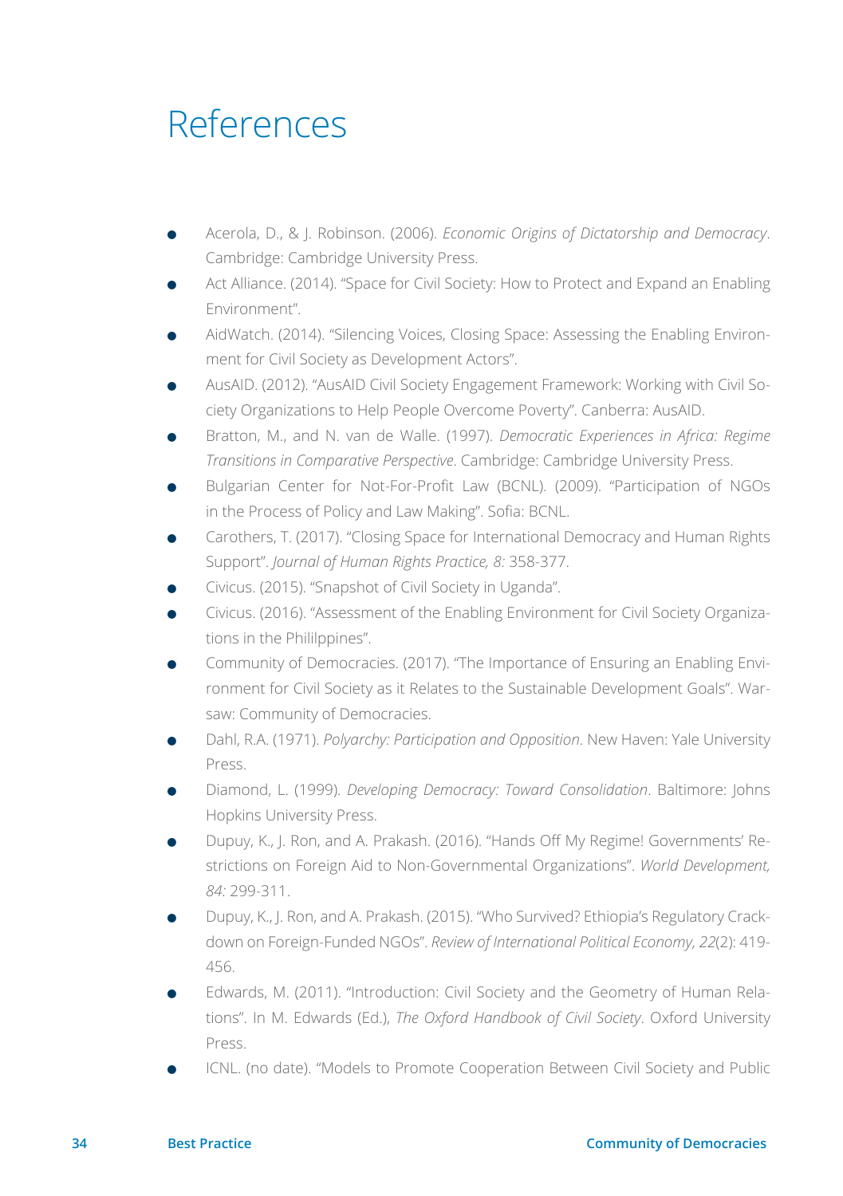# References

- Acerola, D., & J. Robinson. (2006). *Economic Origins of Dictatorship and Democracy*. Cambridge: Cambridge University Press.
- Act Alliance. (2014). "Space for Civil Society: How to Protect and Expand an Enabling Environment".
- AidWatch. (2014). "Silencing Voices, Closing Space: Assessing the Enabling Environment for Civil Society as Development Actors".
- AusAID. (2012). "AusAID Civil Society Engagement Framework: Working with Civil Society Organizations to Help People Overcome Poverty". Canberra: AusAID.
- Bratton, M., and N. van de Walle. (1997). *Democratic Experiences in Africa: Regime Transitions in Comparative Perspective*. Cambridge: Cambridge University Press.
- Bulgarian Center for Not-For-Profit Law (BCNL). (2009). "Participation of NGOs in the Process of Policy and Law Making". Sofia: BCNL.
- Carothers, T. (2017). "Closing Space for International Democracy and Human Rights Support". *Journal of Human Rights Practice, 8:* 358-377.
- Civicus. (2015). "Snapshot of Civil Society in Uganda".
- Civicus. (2016). "Assessment of the Enabling Environment for Civil Society Organizations in the Phililppines".
- Community of Democracies. (2017). "The Importance of Ensuring an Enabling Environment for Civil Society as it Relates to the Sustainable Development Goals". Warsaw: Community of Democracies.
- Dahl, R.A. (1971). *Polyarchy: Participation and Opposition*. New Haven: Yale University Press.
- Diamond, L. (1999). *Developing Democracy: Toward Consolidation*. Baltimore: Johns Hopkins University Press.
- Dupuy, K., J. Ron, and A. Prakash. (2016). "Hands Off My Regime! Governments' Restrictions on Foreign Aid to Non-Governmental Organizations". *World Development, 84:* 299-311.
- Dupuy, K., J. Ron, and A. Prakash. (2015). "Who Survived? Ethiopia's Regulatory Crackdown on Foreign-Funded NGOs". *Review of International Political Economy, 22*(2): 419-456.
- Edwards, M. (2011). "Introduction: Civil Society and the Geometry of Human Relations". In M. Edwards (Ed.), *The Oxford Handbook of Civil Society*. Oxford University Press.
- ICNL. (no date). "Models to Promote Cooperation Between Civil Society and Public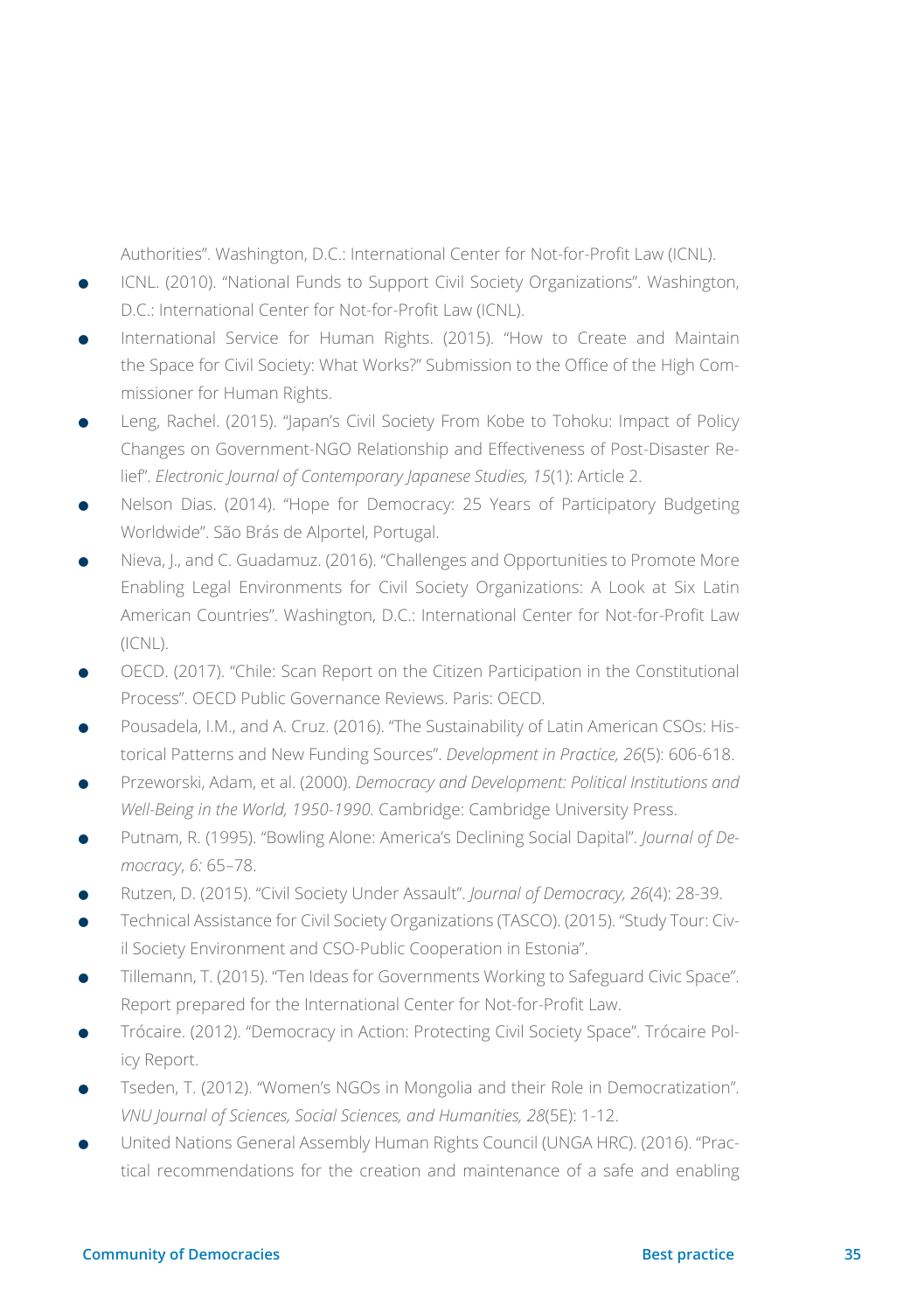Authorities". Washington, D.C.: International Center for Not-for-Profit Law (ICNL).

- ICNL. (2010). "National Funds to Support Civil Society Organizations". Washington, D.C.: International Center for Not-for-Profit Law (ICNL).
- International Service for Human Rights. (2015). "How to Create and Maintain the Space for Civil Society: What Works?" Submission to the Office of the High Commissioner for Human Rights.
- Leng, Rachel. (2015). "Japan's Civil Society From Kobe to Tohoku: Impact of Policy Changes on Government-NGO Relationship and Effectiveness of Post-Disaster Relief". *Electronic Journal of Contemporary Japanese Studies, 15*(1): Article 2.
- Nelson Dias. (2014). "Hope for Democracy: 25 Years of Participatory Budgeting Worldwide". São Brás de Alportel, Portugal.
- Nieva, J., and C. Guadamuz. (2016). "Challenges and Opportunities to Promote More Enabling Legal Environments for Civil Society Organizations: A Look at Six Latin American Countries". Washington, D.C.: International Center for Not-for-Profit Law (ICNL).
- OECD. (2017). "Chile: Scan Report on the Citizen Participation in the Constitutional Process". OECD Public Governance Reviews. Paris: OECD.
- Pousadela, I.M., and A. Cruz. (2016). "The Sustainability of Latin American CSOs: Historical Patterns and New Funding Sources". *Development in Practice, 26*(5): 606-618.
- Przeworski, Adam, et al. (2000). *Democracy and Development: Political Institutions and Well-Being in the World, 1950-1990.* Cambridge: Cambridge University Press.
- Putnam, R. (1995). "Bowling Alone: America's Declining Social Capital". *Journal of Democracy*, *6:* 65–78.
- Rutzen, D. (2015). "Civil Society Under Assault". *Journal of Democracy, 26*(4): 28-39.
- Technical Assistance for Civil Society Organizations (TASCO). (2015). "Study Tour: Civil Society Environment and CSO-Public Cooperation in Estonia".
- Tillemann, T. (2015). "Ten Ideas for Governments Working to Safeguard Civic Space". Report prepared for the International Center for Not-for-Profit Law.
- Trócaire. (2012). "Democracy in Action: Protecting Civil Society Space". Trócaire Policy Report.
- Tseden, T. (2012). "Women's NGOs in Mongolia and their Role in Democratization". *VNU Journal of Sciences, Social Sciences, and Humanities, 28*(5E): 1-12.
- United Nations General Assembly Human Rights Council (UNGA HRC). (2016). "Practical recommendations for the creation and maintenance of a safe and enabling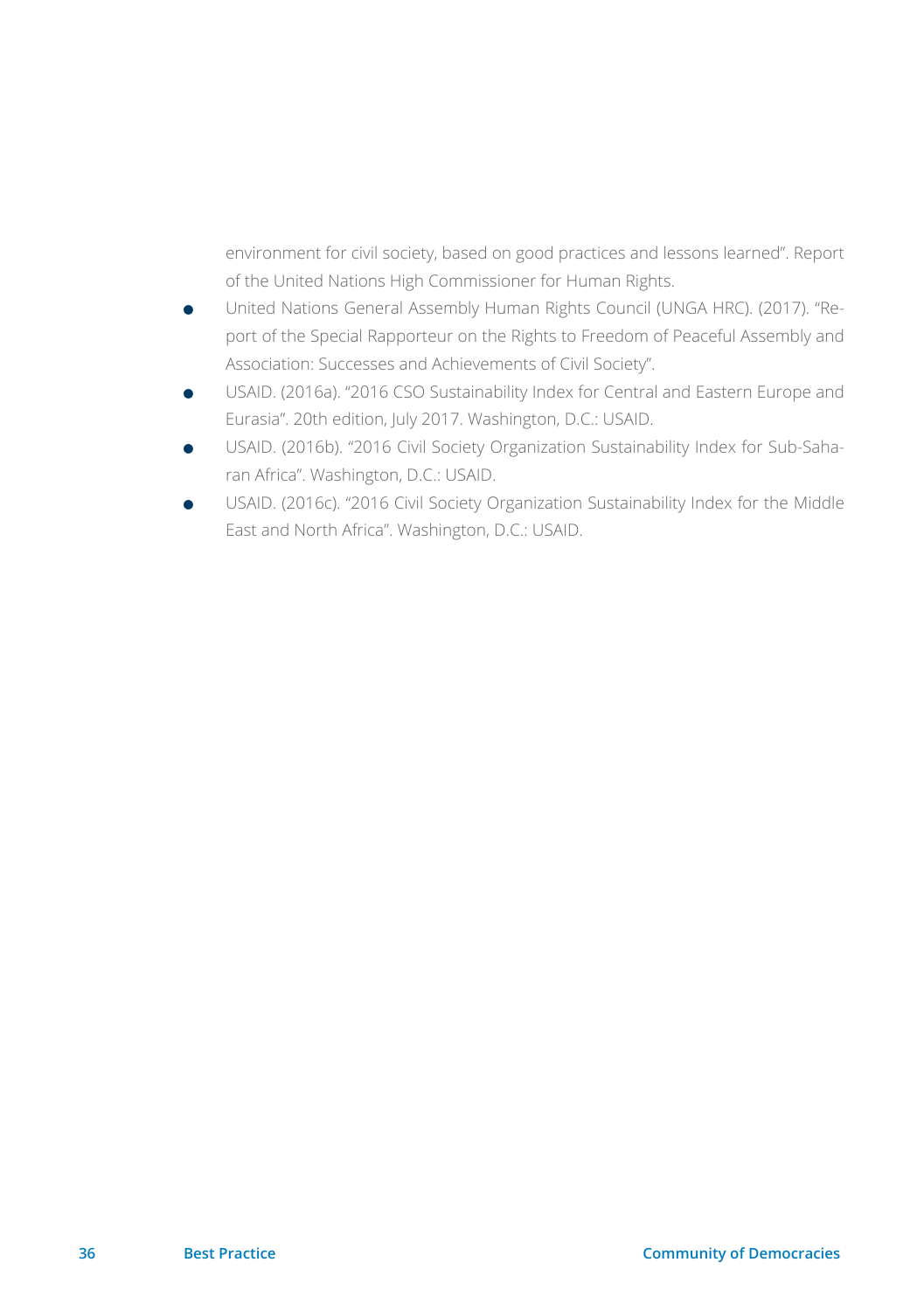environment for civil society, based on good practices and lessons learned". Report of the United Nations High Commissioner for Human Rights.

- United Nations General Assembly Human Rights Council (UNGA HRC). (2017). "Report of the Special Rapporteur on the Rights to Freedom of Peaceful Assembly and Association: Successes and Achievements of Civil Society".
- USAID. (2016a). "2016 CSO Sustainability Index for Central and Eastern Europe and Eurasia". 20th edition, July 2017. Washington, D.C.: USAID.
- USAID. (2016b). "2016 Civil Society Organization Sustainability Index for Sub-Saharan Africa". Washington, D.C.: USAID.
- USAID. (2016c). "2016 Civil Society Organization Sustainability Index for the Middle East and North Africa". Washington, D.C.: USAID.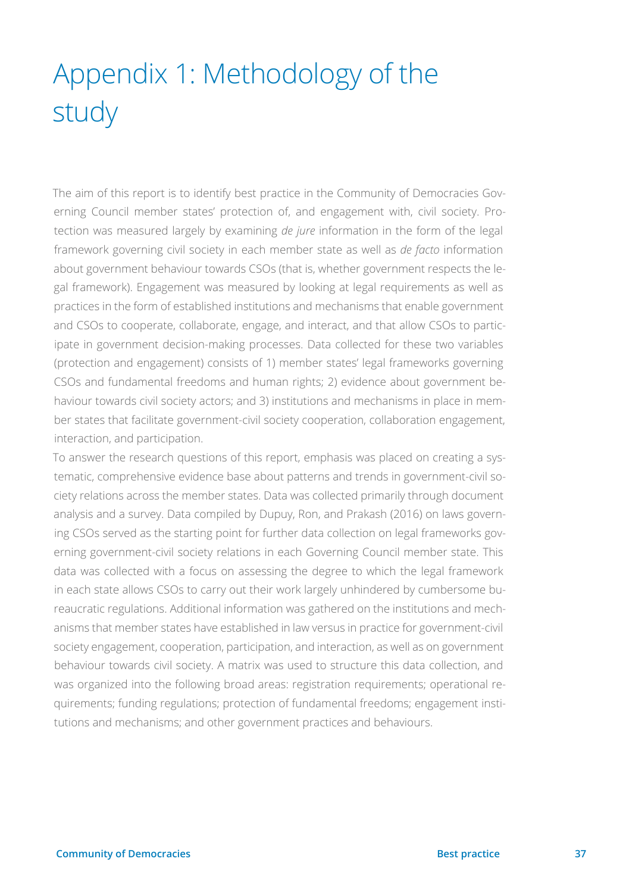# Appendix 1: Methodology of the study

The aim of this report is to identify best practice in the Community of Democracies Governing Council member states' protection of, and engagement with, civil society. Protection was measured largely by examining *de jure* information in the form of the legal framework governing civil society in each member state as well as *de facto* information about government behaviour towards CSOs (that is, whether government respects the legal framework). Engagement was measured by looking at legal requirements as well as practices in the form of established institutions and mechanisms that enable government and CSOs to cooperate, collaborate, engage, and interact, and that allow CSOs to participate in government decision-making processes. Data collected for these two variables (protection and engagement) consists of 1) member states' legal frameworks governing CSOs and fundamental freedoms and human rights; 2) evidence about government behaviour towards civil society actors; and 3) institutions and mechanisms in place in member states that facilitate government-civil society cooperation, collaboration engagement, interaction, and participation.

To answer the research questions of this report, emphasis was placed on creating a systematic, comprehensive evidence base about patterns and trends in government-civil society relations across the member states. Data was collected primarily through document analysis and a survey. Data compiled by Dupuy, Ron, and Prakash (2016) on laws governing CSOs served as the starting point for further data collection on legal frameworks governing government-civil society relations in each Governing Council member state. This data was collected with a focus on assessing the degree to which the legal framework in each state allows CSOs to carry out their work largely unhindered by cumbersome bureaucratic regulations. Additional information was gathered on the institutions and mechanisms that member states have established in law versus in practice for government-civil society engagement, cooperation, participation, and interaction, as well as on government behaviour towards civil society. A matrix was used to structure this data collection, and was organized into the following broad areas: registration requirements; operational requirements; funding regulations; protection of fundamental freedoms; engagement institutions and mechanisms; and other government practices and behaviours.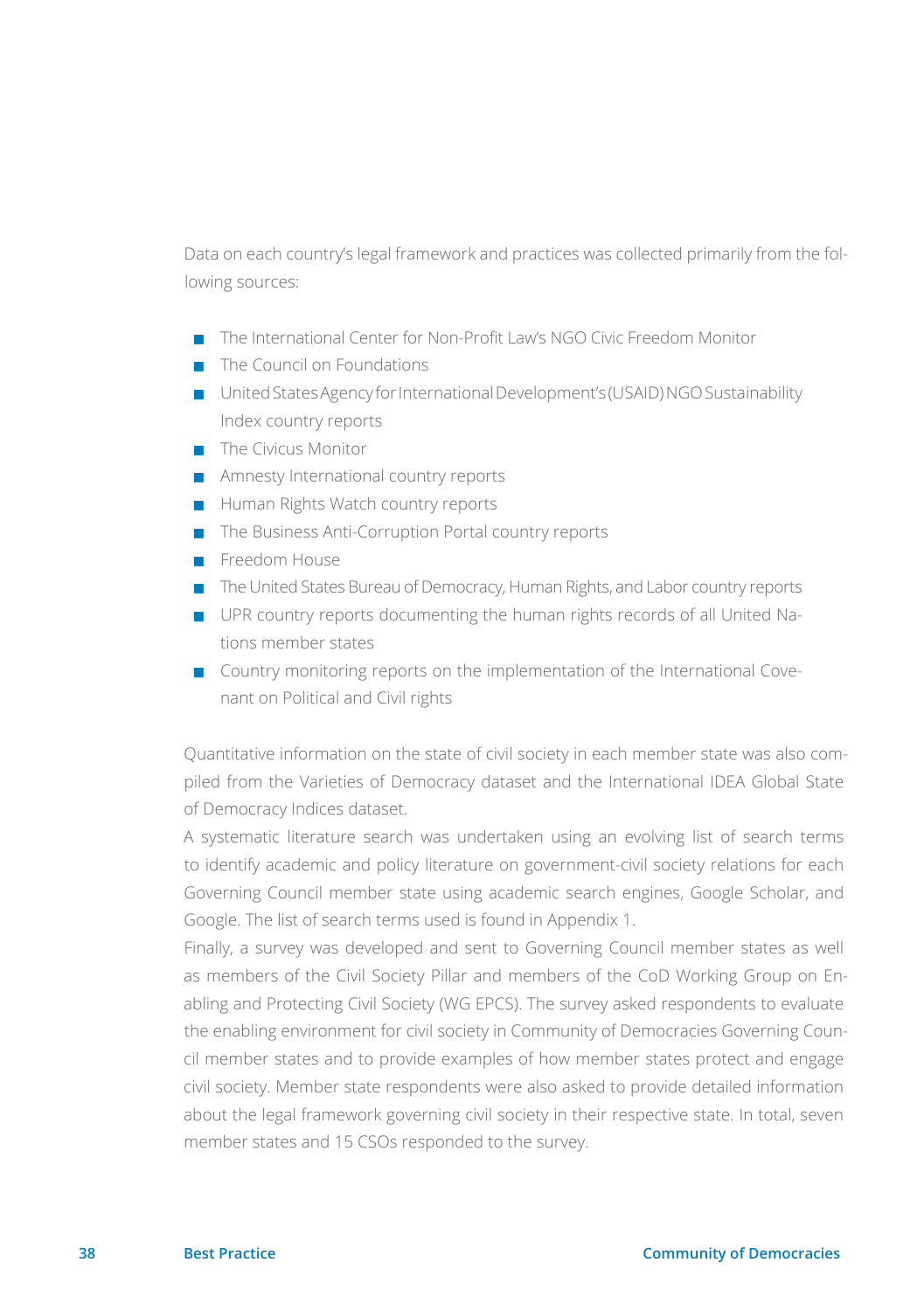Data on each country's legal framework and practices was collected primarily from the following sources:

- The International Center for Non-Profit Law's NGO Civic Freedom Monitor
- The Council on Foundations
- United States Agency for International Development's (USAID) NGO Sustainability Index country reports
- The Civicus Monitor
- Amnesty International country reports
- Human Rights Watch country reports
- The Business Anti-Corruption Portal country reports
- Freedom House
- The United States Bureau of Democracy, Human Rights, and Labor country reports
- UPR country reports documenting the human rights records of all United Nations member states
- Country monitoring reports on the implementation of the International Covenant on Political and Civil rights

Quantitative information on the state of civil society in each member state was also compiled from the Varieties of Democracy dataset and the International IDEA Global State of Democracy Indices dataset.

A systematic literature search was undertaken using an evolving list of search terms to identify academic and policy literature on government-civil society relations for each Governing Council member state using academic search engines, Google Scholar, and Google. The list of search terms used is found in Appendix 1.

Finally, a survey was developed and sent to Governing Council member states as well as members of the Civil Society Pillar and members of the CoD Working Group on Enabling and Protecting Civil Society (WG EPCS). The survey asked respondents to evaluate the enabling environment for civil society in Community of Democracies Governing Council member states and to provide examples of how member states protect and engage civil society. Member state respondents were also asked to provide detailed information about the legal framework governing civil society in their respective state. In total, seven member states and 15 CSOs responded to the survey.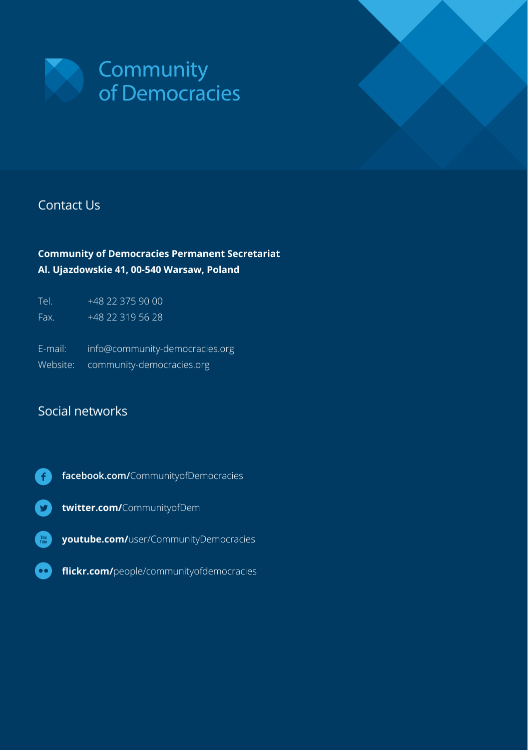Community of Democracies

## Contact Us

**Community of Democracies Permanent Secretariat**
**Al. Ujazdowskie 41, 00-540 Warsaw, Poland**

Tel. +48 22 375 90 00
Fax. +48 22 319 56 28

E-mail: info@community-democracies.org
Website: community-democracies.org

## Social networks

**facebook.com/**CommunityofDemocracies

**twitter.com/**CommunityofDem

**youtube.com/**user/CommunityDemocracies

**flickr.com/**people/communityofdemocracies